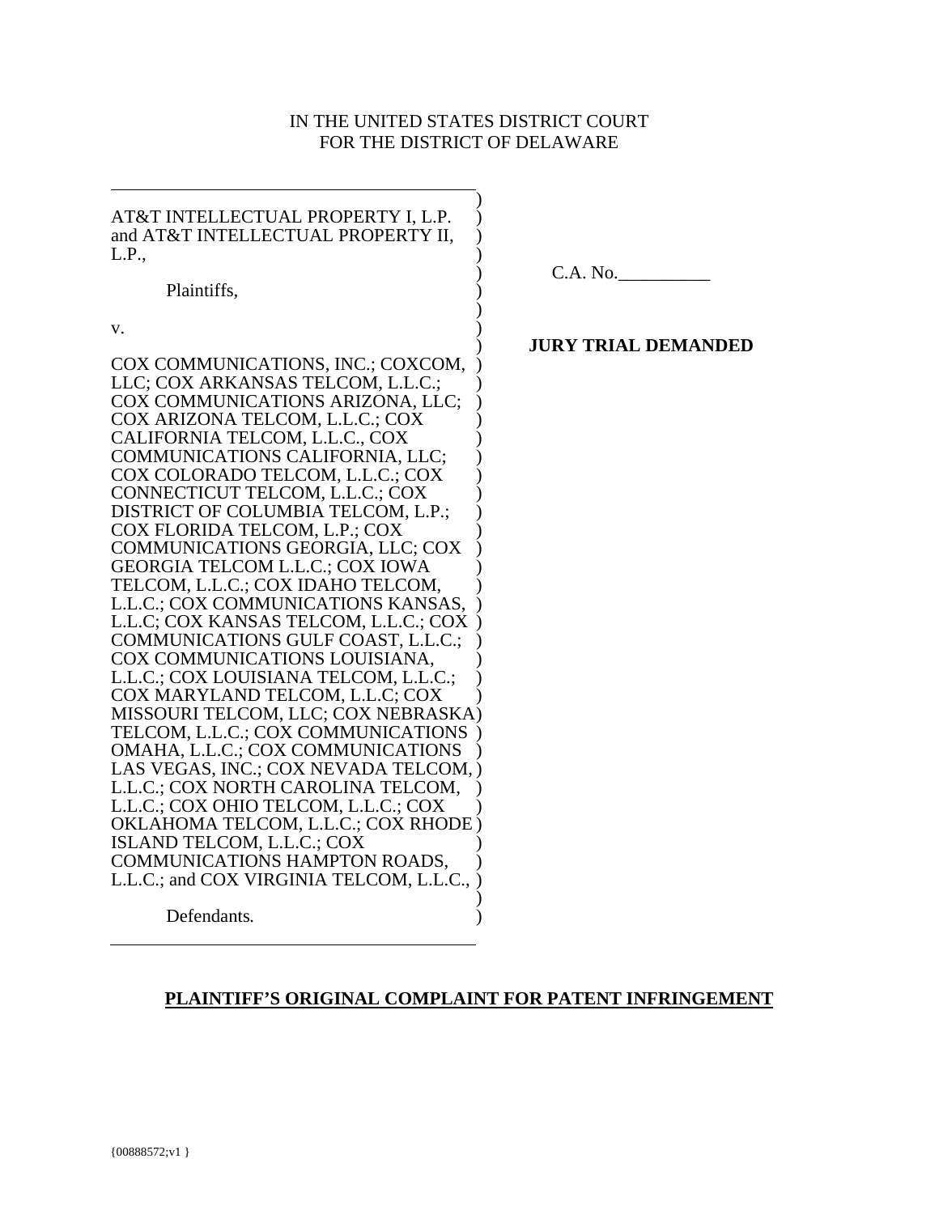IN THE UNITED STATES DISTRICT COURT
FOR THE DISTRICT OF DELAWARE

AT&T INTELLECTUAL PROPERTY I, L.P. and AT&T INTELLECTUAL PROPERTY II, L.P.,

Plaintiffs,

v.

COX COMMUNICATIONS, INC.; COXCOM, LLC; COX ARKANSAS TELCOM, L.L.C.; COX COMMUNICATIONS ARIZONA, LLC; COX ARIZONA TELCOM, L.L.C.; COX CALIFORNIA TELCOM, L.L.C., COX COMMUNICATIONS CALIFORNIA, LLC; COX COLORADO TELCOM, L.L.C.; COX CONNECTICUT TELCOM, L.L.C.; COX DISTRICT OF COLUMBIA TELCOM, L.P.; COX FLORIDA TELCOM, L.P.; COX COMMUNICATIONS GEORGIA, LLC; COX GEORGIA TELCOM L.L.C.; COX IOWA TELCOM, L.L.C.; COX IDAHO TELCOM, L.L.C.; COX COMMUNICATIONS KANSAS, L.L.C; COX KANSAS TELCOM, L.L.C.; COX COMMUNICATIONS GULF COAST, L.L.C.; COX COMMUNICATIONS LOUISIANA, L.L.C.; COX LOUISIANA TELCOM, L.L.C.; COX MARYLAND TELCOM, L.L.C; COX MISSOURI TELCOM, LLC; COX NEBRASKA TELCOM, L.L.C.; COX COMMUNICATIONS OMAHA, L.L.C.; COX COMMUNICATIONS LAS VEGAS, INC.; COX NEVADA TELCOM, L.L.C.; COX NORTH CAROLINA TELCOM, L.L.C.; COX OHIO TELCOM, L.L.C.; COX OKLAHOMA TELCOM, L.L.C.; COX RHODE ISLAND TELCOM, L.L.C.; COX COMMUNICATIONS HAMPTON ROADS, L.L.C.; and COX VIRGINIA TELCOM, L.L.C.,

Defendants.

C.A. No.\_\_\_\_\_\_\_\_\_\_

**JURY TRIAL DEMANDED**

**PLAINTIFF'S ORIGINAL COMPLAINT FOR PATENT INFRINGEMENT**

{00888572;v1 }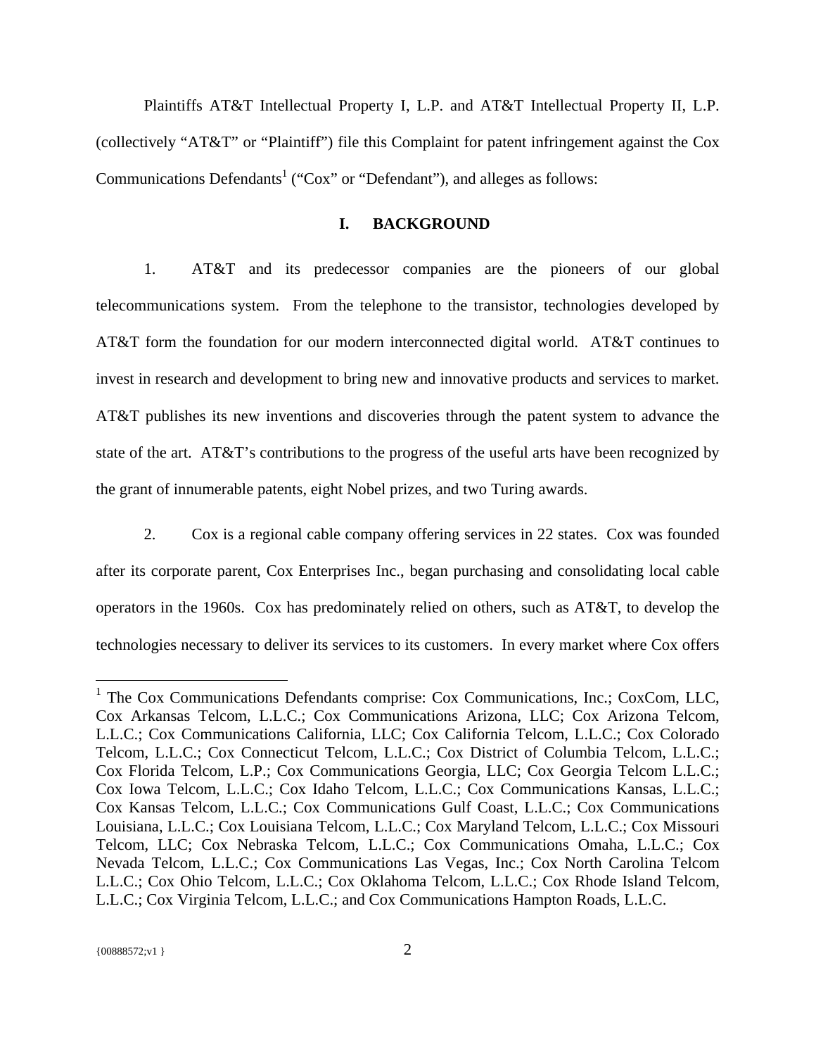Plaintiffs AT&T Intellectual Property I, L.P. and AT&T Intellectual Property II, L.P. (collectively "AT&T" or "Plaintiff") file this Complaint for patent infringement against the Cox Communications Defendants[1] ("Cox" or "Defendant"), and alleges as follows:

## I. BACKGROUND

1. AT&T and its predecessor companies are the pioneers of our global telecommunications system. From the telephone to the transistor, technologies developed by AT&T form the foundation for our modern interconnected digital world. AT&T continues to invest in research and development to bring new and innovative products and services to market. AT&T publishes its new inventions and discoveries through the patent system to advance the state of the art. AT&T's contributions to the progress of the useful arts have been recognized by the grant of innumerable patents, eight Nobel prizes, and two Turing awards.

2. Cox is a regional cable company offering services in 22 states. Cox was founded after its corporate parent, Cox Enterprises Inc., began purchasing and consolidating local cable operators in the 1960s. Cox has predominately relied on others, such as AT&T, to develop the technologies necessary to deliver its services to its customers. In every market where Cox offers

[1] The Cox Communications Defendants comprise: Cox Communications, Inc.; CoxCom, LLC, Cox Arkansas Telcom, L.L.C.; Cox Communications Arizona, LLC; Cox Arizona Telcom, L.L.C.; Cox Communications California, LLC; Cox California Telcom, L.L.C.; Cox Colorado Telcom, L.L.C.; Cox Connecticut Telcom, L.L.C.; Cox District of Columbia Telcom, L.L.C.; Cox Florida Telcom, L.P.; Cox Communications Georgia, LLC; Cox Georgia Telcom L.L.C.; Cox Iowa Telcom, L.L.C.; Cox Idaho Telcom, L.L.C.; Cox Communications Kansas, L.L.C.; Cox Kansas Telcom, L.L.C.; Cox Communications Gulf Coast, L.L.C.; Cox Communications Louisiana, L.L.C.; Cox Louisiana Telcom, L.L.C.; Cox Maryland Telcom, L.L.C.; Cox Missouri Telcom, LLC; Cox Nebraska Telcom, L.L.C.; Cox Communications Omaha, L.L.C.; Cox Nevada Telcom, L.L.C.; Cox Communications Las Vegas, Inc.; Cox North Carolina Telcom L.L.C.; Cox Ohio Telcom, L.L.C.; Cox Oklahoma Telcom, L.L.C.; Cox Rhode Island Telcom, L.L.C.; Cox Virginia Telcom, L.L.C.; and Cox Communications Hampton Roads, L.L.C.

{00888572;v1 }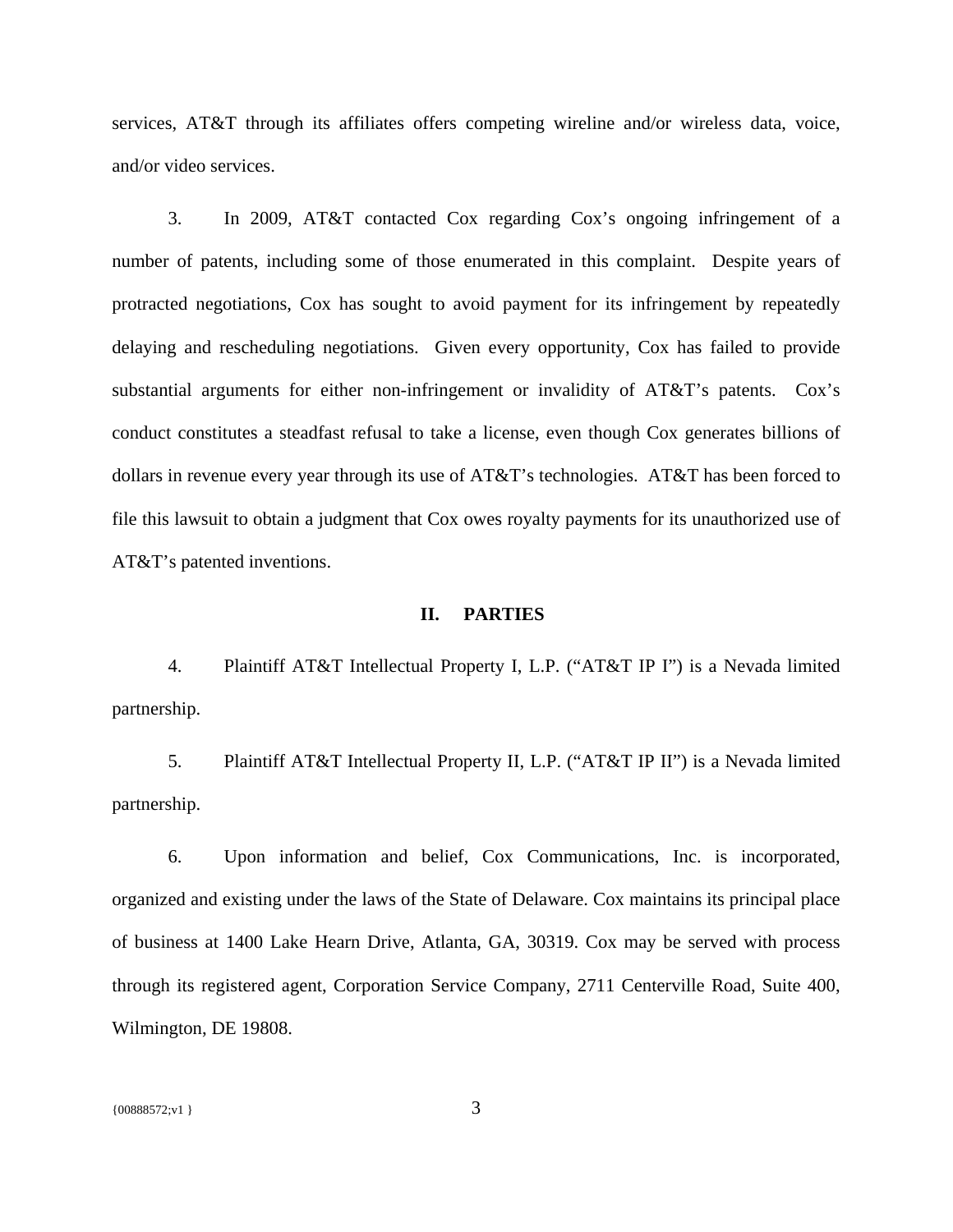services, AT&T through its affiliates offers competing wireline and/or wireless data, voice, and/or video services.

3. In 2009, AT&T contacted Cox regarding Cox's ongoing infringement of a number of patents, including some of those enumerated in this complaint. Despite years of protracted negotiations, Cox has sought to avoid payment for its infringement by repeatedly delaying and rescheduling negotiations. Given every opportunity, Cox has failed to provide substantial arguments for either non-infringement or invalidity of AT&T's patents. Cox's conduct constitutes a steadfast refusal to take a license, even though Cox generates billions of dollars in revenue every year through its use of AT&T's technologies. AT&T has been forced to file this lawsuit to obtain a judgment that Cox owes royalty payments for its unauthorized use of AT&T's patented inventions.

## II. PARTIES

4. Plaintiff AT&T Intellectual Property I, L.P. ("AT&T IP I") is a Nevada limited partnership.

5. Plaintiff AT&T Intellectual Property II, L.P. ("AT&T IP II") is a Nevada limited partnership.

6. Upon information and belief, Cox Communications, Inc. is incorporated, organized and existing under the laws of the State of Delaware. Cox maintains its principal place of business at 1400 Lake Hearn Drive, Atlanta, GA, 30319. Cox may be served with process through its registered agent, Corporation Service Company, 2711 Centerville Road, Suite 400, Wilmington, DE 19808.

{00888572;v1 }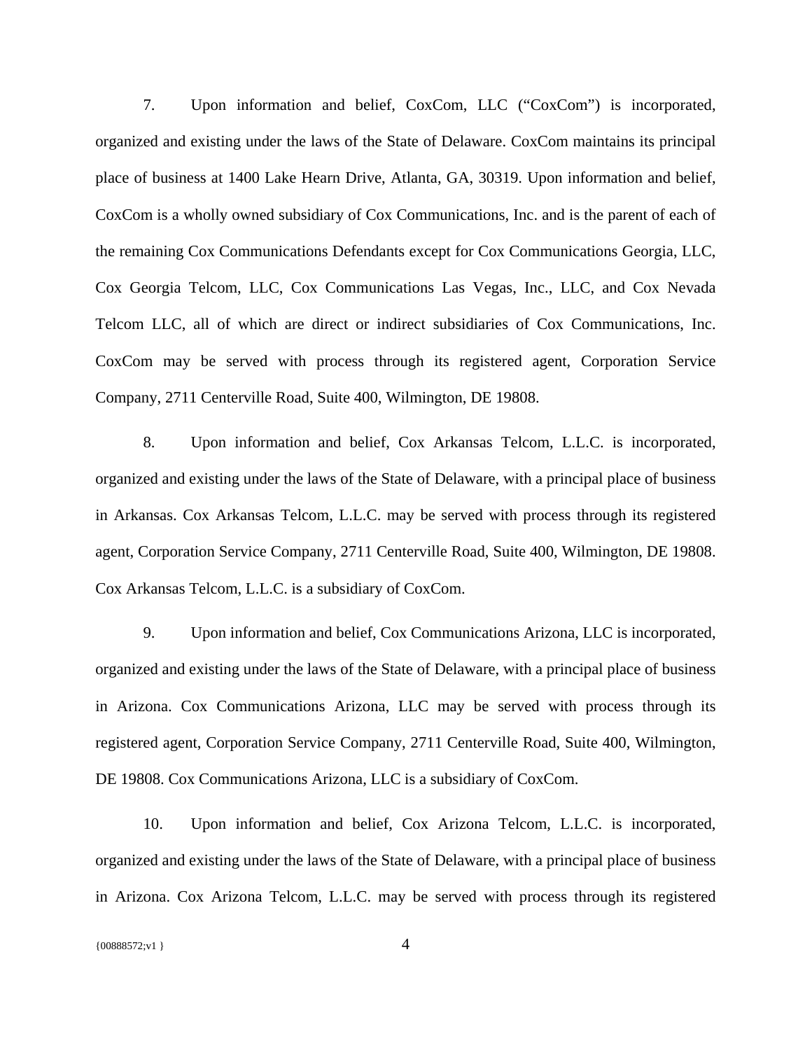7. Upon information and belief, CoxCom, LLC ("CoxCom") is incorporated, organized and existing under the laws of the State of Delaware. CoxCom maintains its principal place of business at 1400 Lake Hearn Drive, Atlanta, GA, 30319. Upon information and belief, CoxCom is a wholly owned subsidiary of Cox Communications, Inc. and is the parent of each of the remaining Cox Communications Defendants except for Cox Communications Georgia, LLC, Cox Georgia Telcom, LLC, Cox Communications Las Vegas, Inc., LLC, and Cox Nevada Telcom LLC, all of which are direct or indirect subsidiaries of Cox Communications, Inc. CoxCom may be served with process through its registered agent, Corporation Service Company, 2711 Centerville Road, Suite 400, Wilmington, DE 19808.

8. Upon information and belief, Cox Arkansas Telcom, L.L.C. is incorporated, organized and existing under the laws of the State of Delaware, with a principal place of business in Arkansas. Cox Arkansas Telcom, L.L.C. may be served with process through its registered agent, Corporation Service Company, 2711 Centerville Road, Suite 400, Wilmington, DE 19808. Cox Arkansas Telcom, L.L.C. is a subsidiary of CoxCom.

9. Upon information and belief, Cox Communications Arizona, LLC is incorporated, organized and existing under the laws of the State of Delaware, with a principal place of business in Arizona. Cox Communications Arizona, LLC may be served with process through its registered agent, Corporation Service Company, 2711 Centerville Road, Suite 400, Wilmington, DE 19808. Cox Communications Arizona, LLC is a subsidiary of CoxCom.

10. Upon information and belief, Cox Arizona Telcom, L.L.C. is incorporated, organized and existing under the laws of the State of Delaware, with a principal place of business in Arizona. Cox Arizona Telcom, L.L.C. may be served with process through its registered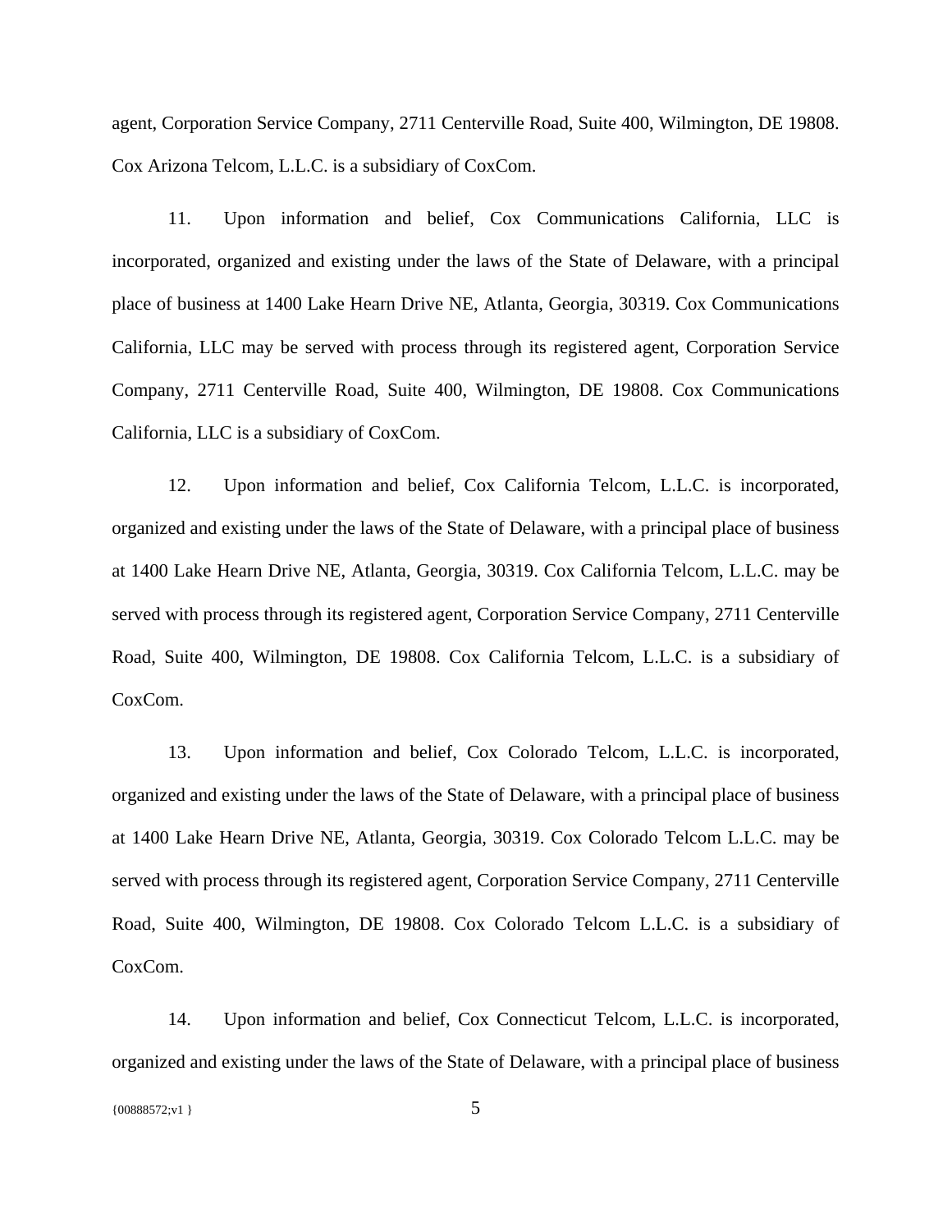agent, Corporation Service Company, 2711 Centerville Road, Suite 400, Wilmington, DE 19808. Cox Arizona Telcom, L.L.C. is a subsidiary of CoxCom.

11. Upon information and belief, Cox Communications California, LLC is incorporated, organized and existing under the laws of the State of Delaware, with a principal place of business at 1400 Lake Hearn Drive NE, Atlanta, Georgia, 30319. Cox Communications California, LLC may be served with process through its registered agent, Corporation Service Company, 2711 Centerville Road, Suite 400, Wilmington, DE 19808. Cox Communications California, LLC is a subsidiary of CoxCom.

12. Upon information and belief, Cox California Telcom, L.L.C. is incorporated, organized and existing under the laws of the State of Delaware, with a principal place of business at 1400 Lake Hearn Drive NE, Atlanta, Georgia, 30319. Cox California Telcom, L.L.C. may be served with process through its registered agent, Corporation Service Company, 2711 Centerville Road, Suite 400, Wilmington, DE 19808. Cox California Telcom, L.L.C. is a subsidiary of CoxCom.

13. Upon information and belief, Cox Colorado Telcom, L.L.C. is incorporated, organized and existing under the laws of the State of Delaware, with a principal place of business at 1400 Lake Hearn Drive NE, Atlanta, Georgia, 30319. Cox Colorado Telcom L.L.C. may be served with process through its registered agent, Corporation Service Company, 2711 Centerville Road, Suite 400, Wilmington, DE 19808. Cox Colorado Telcom L.L.C. is a subsidiary of CoxCom.

14. Upon information and belief, Cox Connecticut Telcom, L.L.C. is incorporated, organized and existing under the laws of the State of Delaware, with a principal place of business

{00888572;v1 }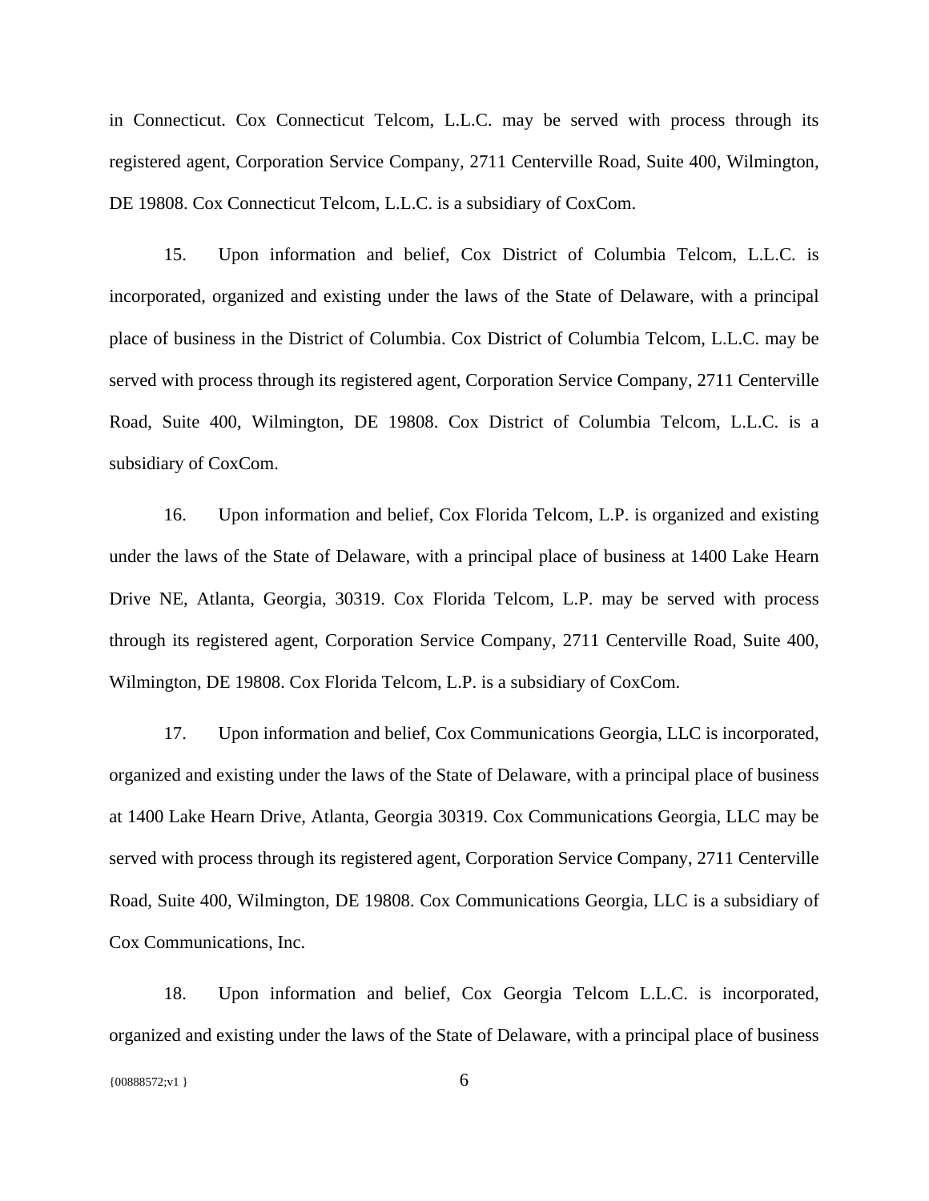in Connecticut. Cox Connecticut Telcom, L.L.C. may be served with process through its registered agent, Corporation Service Company, 2711 Centerville Road, Suite 400, Wilmington, DE 19808. Cox Connecticut Telcom, L.L.C. is a subsidiary of CoxCom.

15. Upon information and belief, Cox District of Columbia Telcom, L.L.C. is incorporated, organized and existing under the laws of the State of Delaware, with a principal place of business in the District of Columbia. Cox District of Columbia Telcom, L.L.C. may be served with process through its registered agent, Corporation Service Company, 2711 Centerville Road, Suite 400, Wilmington, DE 19808. Cox District of Columbia Telcom, L.L.C. is a subsidiary of CoxCom.

16. Upon information and belief, Cox Florida Telcom, L.P. is organized and existing under the laws of the State of Delaware, with a principal place of business at 1400 Lake Hearn Drive NE, Atlanta, Georgia, 30319. Cox Florida Telcom, L.P. may be served with process through its registered agent, Corporation Service Company, 2711 Centerville Road, Suite 400, Wilmington, DE 19808. Cox Florida Telcom, L.P. is a subsidiary of CoxCom.

17. Upon information and belief, Cox Communications Georgia, LLC is incorporated, organized and existing under the laws of the State of Delaware, with a principal place of business at 1400 Lake Hearn Drive, Atlanta, Georgia 30319. Cox Communications Georgia, LLC may be served with process through its registered agent, Corporation Service Company, 2711 Centerville Road, Suite 400, Wilmington, DE 19808. Cox Communications Georgia, LLC is a subsidiary of Cox Communications, Inc.

18. Upon information and belief, Cox Georgia Telcom L.L.C. is incorporated, organized and existing under the laws of the State of Delaware, with a principal place of business

{00888572;v1 }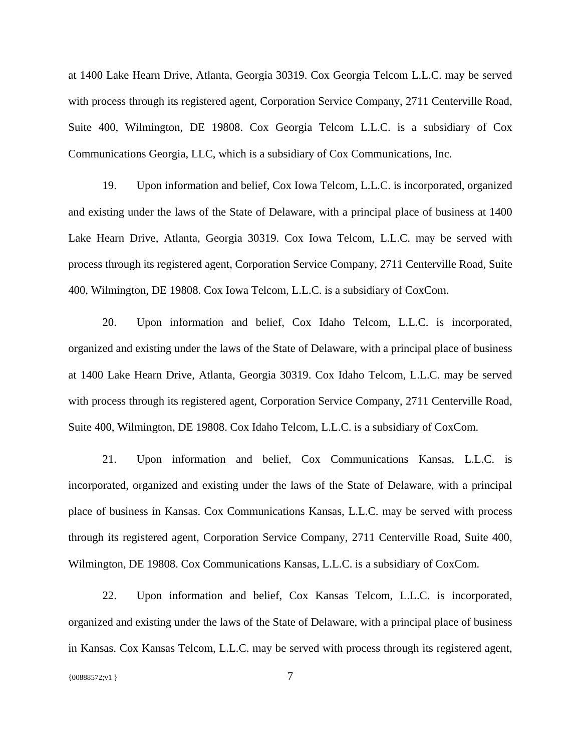at 1400 Lake Hearn Drive, Atlanta, Georgia 30319. Cox Georgia Telcom L.L.C. may be served with process through its registered agent, Corporation Service Company, 2711 Centerville Road, Suite 400, Wilmington, DE 19808. Cox Georgia Telcom L.L.C. is a subsidiary of Cox Communications Georgia, LLC, which is a subsidiary of Cox Communications, Inc.

19. Upon information and belief, Cox Iowa Telcom, L.L.C. is incorporated, organized and existing under the laws of the State of Delaware, with a principal place of business at 1400 Lake Hearn Drive, Atlanta, Georgia 30319. Cox Iowa Telcom, L.L.C. may be served with process through its registered agent, Corporation Service Company, 2711 Centerville Road, Suite 400, Wilmington, DE 19808. Cox Iowa Telcom, L.L.C. is a subsidiary of CoxCom.

20. Upon information and belief, Cox Idaho Telcom, L.L.C. is incorporated, organized and existing under the laws of the State of Delaware, with a principal place of business at 1400 Lake Hearn Drive, Atlanta, Georgia 30319. Cox Idaho Telcom, L.L.C. may be served with process through its registered agent, Corporation Service Company, 2711 Centerville Road, Suite 400, Wilmington, DE 19808. Cox Idaho Telcom, L.L.C. is a subsidiary of CoxCom.

21. Upon information and belief, Cox Communications Kansas, L.L.C. is incorporated, organized and existing under the laws of the State of Delaware, with a principal place of business in Kansas. Cox Communications Kansas, L.L.C. may be served with process through its registered agent, Corporation Service Company, 2711 Centerville Road, Suite 400, Wilmington, DE 19808. Cox Communications Kansas, L.L.C. is a subsidiary of CoxCom.

22. Upon information and belief, Cox Kansas Telcom, L.L.C. is incorporated, organized and existing under the laws of the State of Delaware, with a principal place of business in Kansas. Cox Kansas Telcom, L.L.C. may be served with process through its registered agent,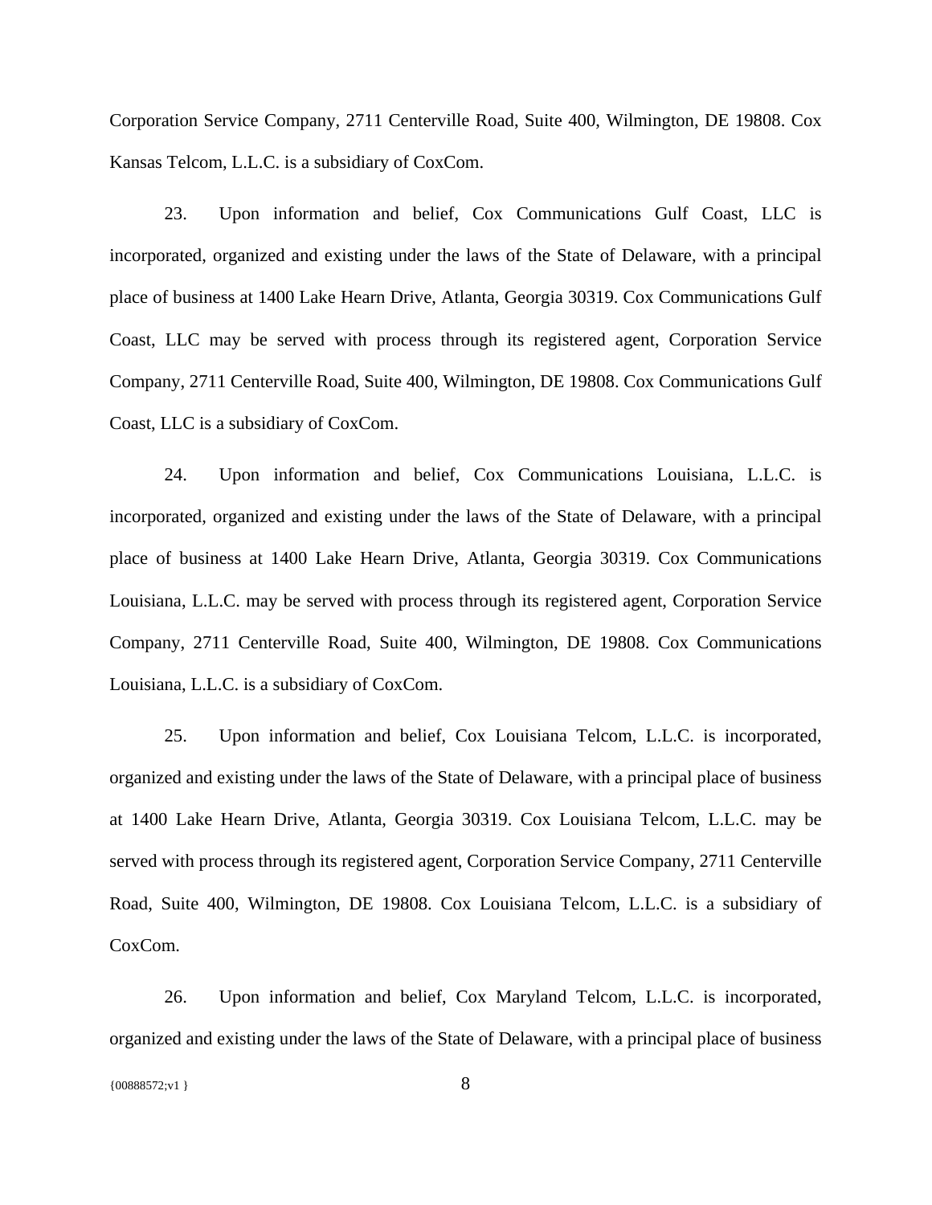Corporation Service Company, 2711 Centerville Road, Suite 400, Wilmington, DE 19808. Cox Kansas Telcom, L.L.C. is a subsidiary of CoxCom.

23. Upon information and belief, Cox Communications Gulf Coast, LLC is incorporated, organized and existing under the laws of the State of Delaware, with a principal place of business at 1400 Lake Hearn Drive, Atlanta, Georgia 30319. Cox Communications Gulf Coast, LLC may be served with process through its registered agent, Corporation Service Company, 2711 Centerville Road, Suite 400, Wilmington, DE 19808. Cox Communications Gulf Coast, LLC is a subsidiary of CoxCom.

24. Upon information and belief, Cox Communications Louisiana, L.L.C. is incorporated, organized and existing under the laws of the State of Delaware, with a principal place of business at 1400 Lake Hearn Drive, Atlanta, Georgia 30319. Cox Communications Louisiana, L.L.C. may be served with process through its registered agent, Corporation Service Company, 2711 Centerville Road, Suite 400, Wilmington, DE 19808. Cox Communications Louisiana, L.L.C. is a subsidiary of CoxCom.

25. Upon information and belief, Cox Louisiana Telcom, L.L.C. is incorporated, organized and existing under the laws of the State of Delaware, with a principal place of business at 1400 Lake Hearn Drive, Atlanta, Georgia 30319. Cox Louisiana Telcom, L.L.C. may be served with process through its registered agent, Corporation Service Company, 2711 Centerville Road, Suite 400, Wilmington, DE 19808. Cox Louisiana Telcom, L.L.C. is a subsidiary of CoxCom.

26. Upon information and belief, Cox Maryland Telcom, L.L.C. is incorporated, organized and existing under the laws of the State of Delaware, with a principal place of business

{00888572;v1 }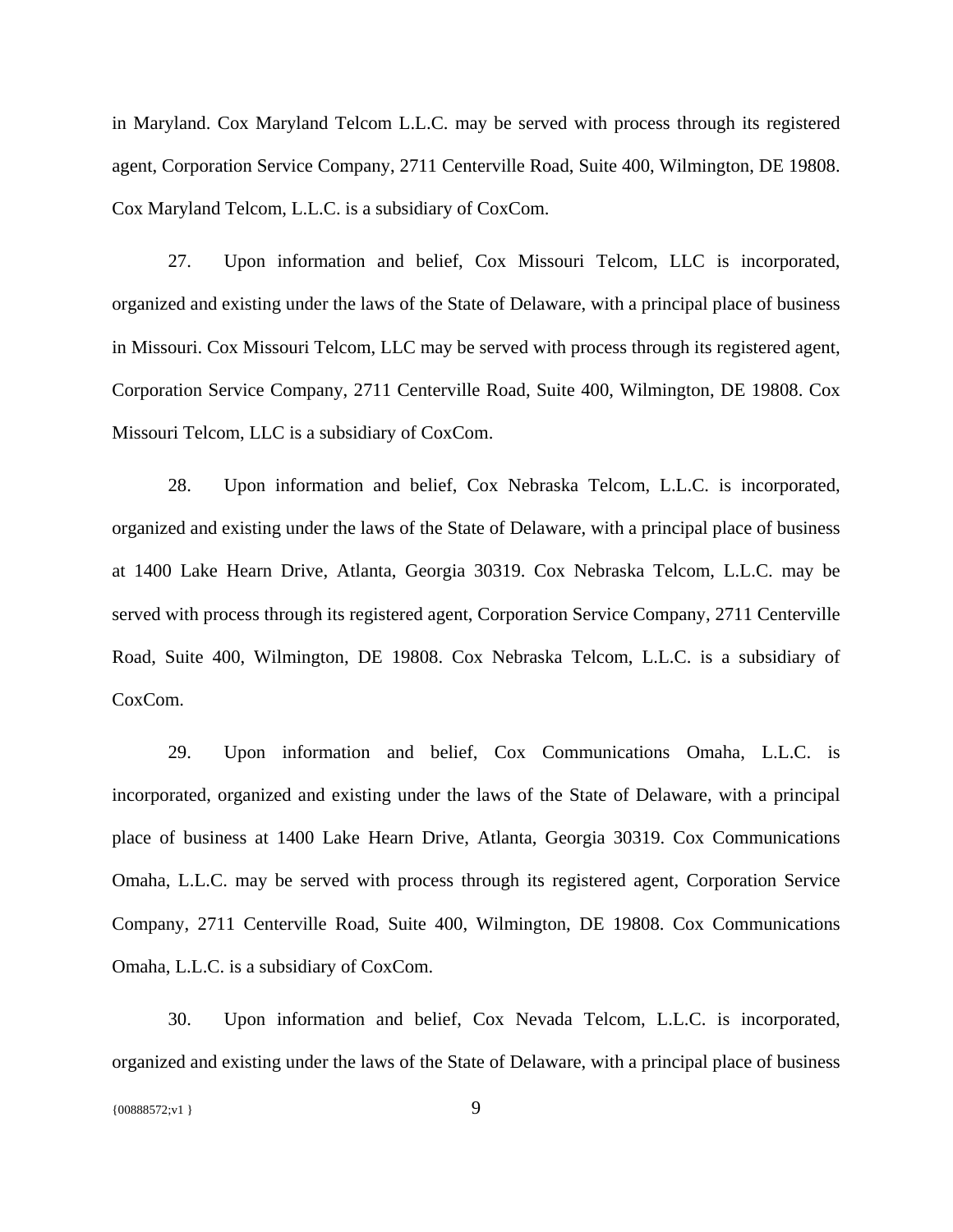in Maryland. Cox Maryland Telcom L.L.C. may be served with process through its registered agent, Corporation Service Company, 2711 Centerville Road, Suite 400, Wilmington, DE 19808. Cox Maryland Telcom, L.L.C. is a subsidiary of CoxCom.

27. Upon information and belief, Cox Missouri Telcom, LLC is incorporated, organized and existing under the laws of the State of Delaware, with a principal place of business in Missouri. Cox Missouri Telcom, LLC may be served with process through its registered agent, Corporation Service Company, 2711 Centerville Road, Suite 400, Wilmington, DE 19808. Cox Missouri Telcom, LLC is a subsidiary of CoxCom.

28. Upon information and belief, Cox Nebraska Telcom, L.L.C. is incorporated, organized and existing under the laws of the State of Delaware, with a principal place of business at 1400 Lake Hearn Drive, Atlanta, Georgia 30319. Cox Nebraska Telcom, L.L.C. may be served with process through its registered agent, Corporation Service Company, 2711 Centerville Road, Suite 400, Wilmington, DE 19808. Cox Nebraska Telcom, L.L.C. is a subsidiary of CoxCom.

29. Upon information and belief, Cox Communications Omaha, L.L.C. is incorporated, organized and existing under the laws of the State of Delaware, with a principal place of business at 1400 Lake Hearn Drive, Atlanta, Georgia 30319. Cox Communications Omaha, L.L.C. may be served with process through its registered agent, Corporation Service Company, 2711 Centerville Road, Suite 400, Wilmington, DE 19808. Cox Communications Omaha, L.L.C. is a subsidiary of CoxCom.

30. Upon information and belief, Cox Nevada Telcom, L.L.C. is incorporated, organized and existing under the laws of the State of Delaware, with a principal place of business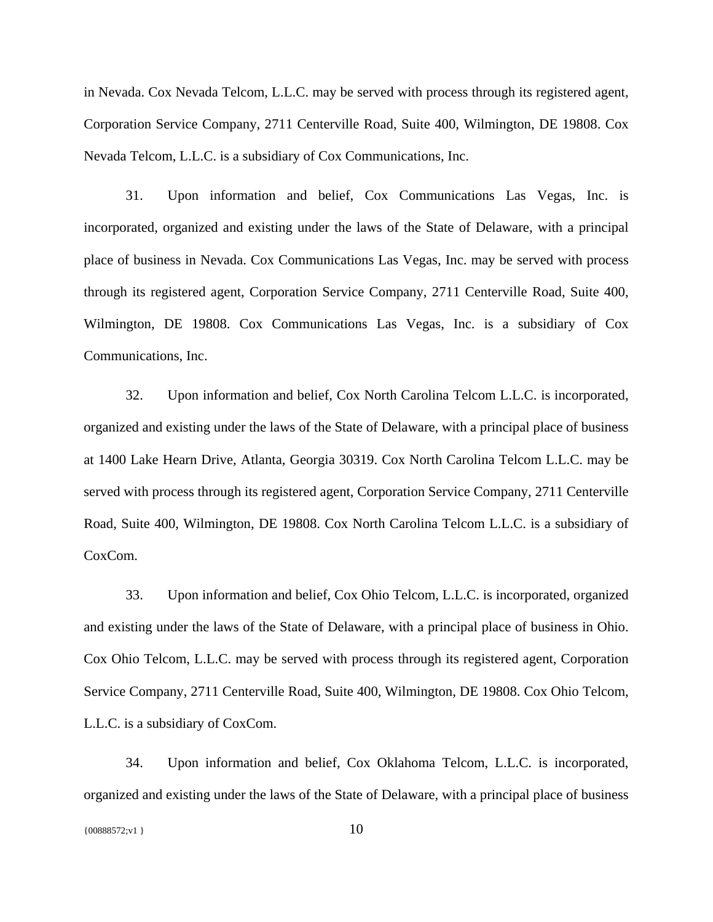in Nevada. Cox Nevada Telcom, L.L.C. may be served with process through its registered agent, Corporation Service Company, 2711 Centerville Road, Suite 400, Wilmington, DE 19808. Cox Nevada Telcom, L.L.C. is a subsidiary of Cox Communications, Inc.

31. Upon information and belief, Cox Communications Las Vegas, Inc. is incorporated, organized and existing under the laws of the State of Delaware, with a principal place of business in Nevada. Cox Communications Las Vegas, Inc. may be served with process through its registered agent, Corporation Service Company, 2711 Centerville Road, Suite 400, Wilmington, DE 19808. Cox Communications Las Vegas, Inc. is a subsidiary of Cox Communications, Inc.

32. Upon information and belief, Cox North Carolina Telcom L.L.C. is incorporated, organized and existing under the laws of the State of Delaware, with a principal place of business at 1400 Lake Hearn Drive, Atlanta, Georgia 30319. Cox North Carolina Telcom L.L.C. may be served with process through its registered agent, Corporation Service Company, 2711 Centerville Road, Suite 400, Wilmington, DE 19808. Cox North Carolina Telcom L.L.C. is a subsidiary of CoxCom.

33. Upon information and belief, Cox Ohio Telcom, L.L.C. is incorporated, organized and existing under the laws of the State of Delaware, with a principal place of business in Ohio. Cox Ohio Telcom, L.L.C. may be served with process through its registered agent, Corporation Service Company, 2711 Centerville Road, Suite 400, Wilmington, DE 19808. Cox Ohio Telcom, L.L.C. is a subsidiary of CoxCom.

34. Upon information and belief, Cox Oklahoma Telcom, L.L.C. is incorporated, organized and existing under the laws of the State of Delaware, with a principal place of business

{00888572;v1 }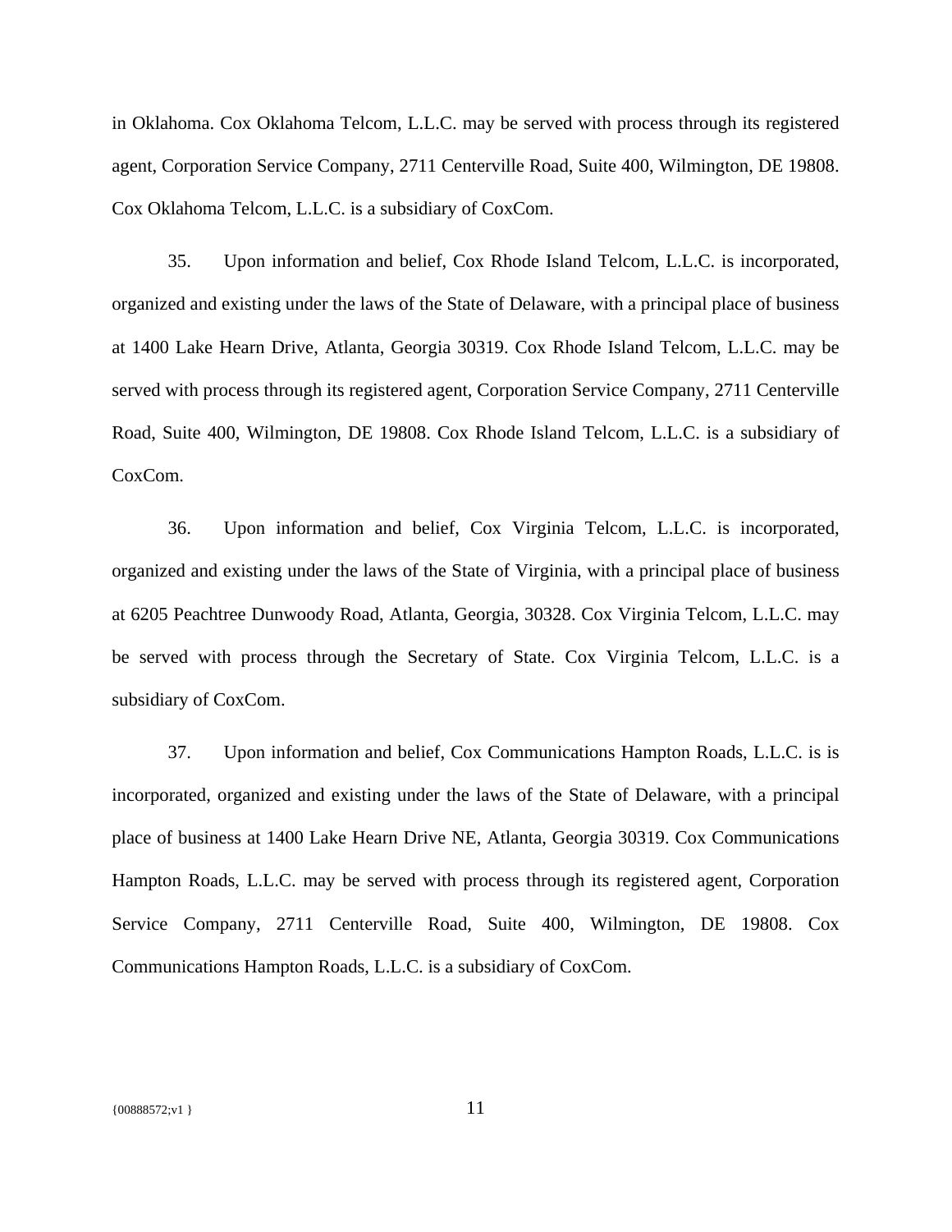in Oklahoma. Cox Oklahoma Telcom, L.L.C. may be served with process through its registered agent, Corporation Service Company, 2711 Centerville Road, Suite 400, Wilmington, DE 19808. Cox Oklahoma Telcom, L.L.C. is a subsidiary of CoxCom.

35. Upon information and belief, Cox Rhode Island Telcom, L.L.C. is incorporated, organized and existing under the laws of the State of Delaware, with a principal place of business at 1400 Lake Hearn Drive, Atlanta, Georgia 30319. Cox Rhode Island Telcom, L.L.C. may be served with process through its registered agent, Corporation Service Company, 2711 Centerville Road, Suite 400, Wilmington, DE 19808. Cox Rhode Island Telcom, L.L.C. is a subsidiary of CoxCom.

36. Upon information and belief, Cox Virginia Telcom, L.L.C. is incorporated, organized and existing under the laws of the State of Virginia, with a principal place of business at 6205 Peachtree Dunwoody Road, Atlanta, Georgia, 30328. Cox Virginia Telcom, L.L.C. may be served with process through the Secretary of State. Cox Virginia Telcom, L.L.C. is a subsidiary of CoxCom.

37. Upon information and belief, Cox Communications Hampton Roads, L.L.C. is is incorporated, organized and existing under the laws of the State of Delaware, with a principal place of business at 1400 Lake Hearn Drive NE, Atlanta, Georgia 30319. Cox Communications Hampton Roads, L.L.C. may be served with process through its registered agent, Corporation Service Company, 2711 Centerville Road, Suite 400, Wilmington, DE 19808. Cox Communications Hampton Roads, L.L.C. is a subsidiary of CoxCom.

{00888572;v1 }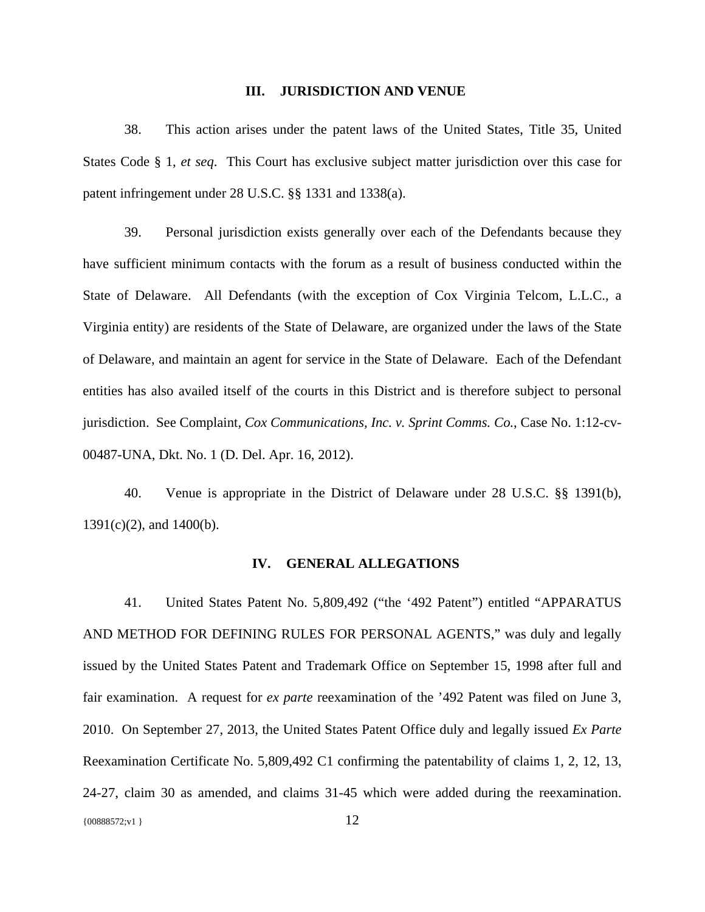## III. JURISDICTION AND VENUE

38. This action arises under the patent laws of the United States, Title 35, United States Code § 1, *et seq*. This Court has exclusive subject matter jurisdiction over this case for patent infringement under 28 U.S.C. §§ 1331 and 1338(a).

39. Personal jurisdiction exists generally over each of the Defendants because they have sufficient minimum contacts with the forum as a result of business conducted within the State of Delaware. All Defendants (with the exception of Cox Virginia Telcom, L.L.C., a Virginia entity) are residents of the State of Delaware, are organized under the laws of the State of Delaware, and maintain an agent for service in the State of Delaware. Each of the Defendant entities has also availed itself of the courts in this District and is therefore subject to personal jurisdiction. See Complaint, *Cox Communications, Inc. v. Sprint Comms. Co.*, Case No. 1:12-cv-00487-UNA, Dkt. No. 1 (D. Del. Apr. 16, 2012).

40. Venue is appropriate in the District of Delaware under 28 U.S.C. §§ 1391(b), 1391(c)(2), and 1400(b).

## IV. GENERAL ALLEGATIONS

41. United States Patent No. 5,809,492 ("the '492 Patent") entitled "APPARATUS AND METHOD FOR DEFINING RULES FOR PERSONAL AGENTS," was duly and legally issued by the United States Patent and Trademark Office on September 15, 1998 after full and fair examination. A request for *ex parte* reexamination of the '492 Patent was filed on June 3, 2010. On September 27, 2013, the United States Patent Office duly and legally issued *Ex Parte* Reexamination Certificate No. 5,809,492 C1 confirming the patentability of claims 1, 2, 12, 13, 24-27, claim 30 as amended, and claims 31-45 which were added during the reexamination.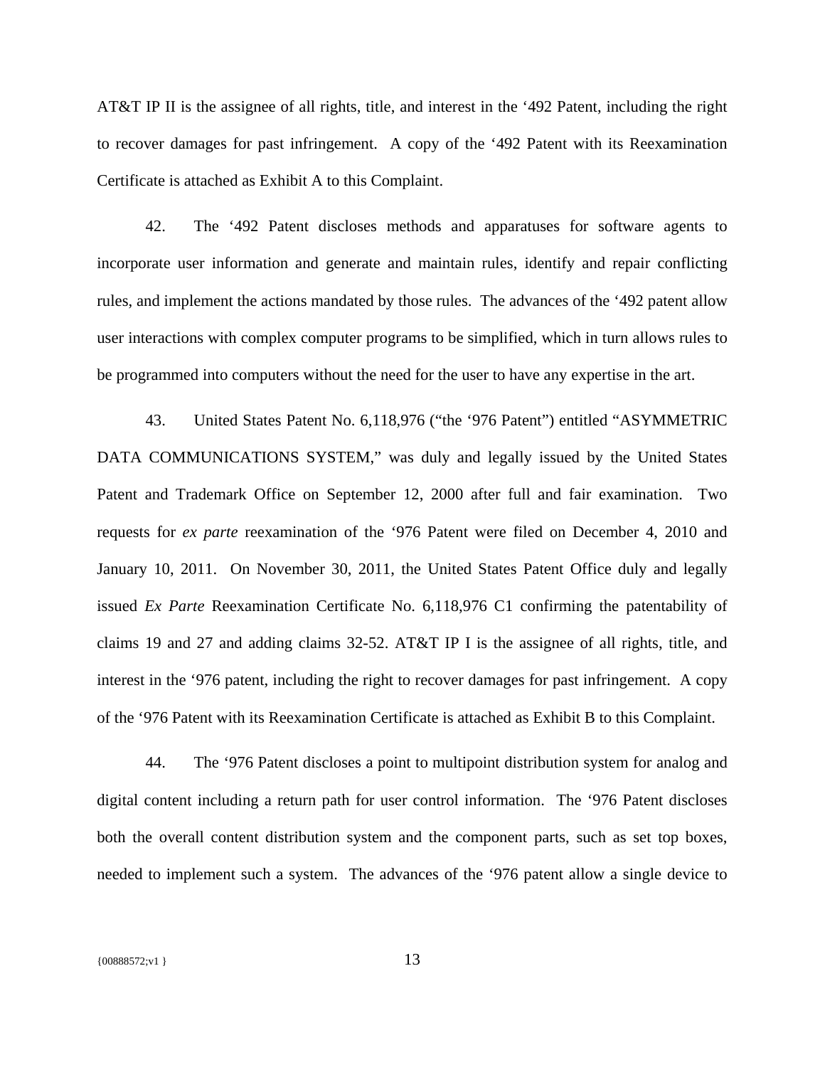AT&T IP II is the assignee of all rights, title, and interest in the '492 Patent, including the right to recover damages for past infringement. A copy of the '492 Patent with its Reexamination Certificate is attached as Exhibit A to this Complaint.

42. The '492 Patent discloses methods and apparatuses for software agents to incorporate user information and generate and maintain rules, identify and repair conflicting rules, and implement the actions mandated by those rules. The advances of the '492 patent allow user interactions with complex computer programs to be simplified, which in turn allows rules to be programmed into computers without the need for the user to have any expertise in the art.

43. United States Patent No. 6,118,976 ("the '976 Patent") entitled "ASYMMETRIC DATA COMMUNICATIONS SYSTEM," was duly and legally issued by the United States Patent and Trademark Office on September 12, 2000 after full and fair examination. Two requests for *ex parte* reexamination of the '976 Patent were filed on December 4, 2010 and January 10, 2011. On November 30, 2011, the United States Patent Office duly and legally issued *Ex Parte* Reexamination Certificate No. 6,118,976 C1 confirming the patentability of claims 19 and 27 and adding claims 32-52. AT&T IP I is the assignee of all rights, title, and interest in the '976 patent, including the right to recover damages for past infringement. A copy of the '976 Patent with its Reexamination Certificate is attached as Exhibit B to this Complaint.

44. The '976 Patent discloses a point to multipoint distribution system for analog and digital content including a return path for user control information. The '976 Patent discloses both the overall content distribution system and the component parts, such as set top boxes, needed to implement such a system. The advances of the '976 patent allow a single device to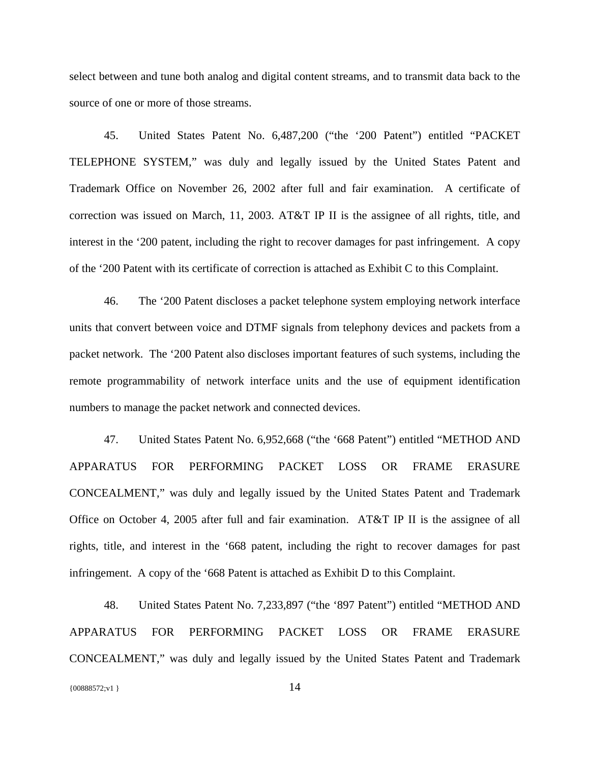select between and tune both analog and digital content streams, and to transmit data back to the source of one or more of those streams.

45. United States Patent No. 6,487,200 ("the '200 Patent") entitled "PACKET TELEPHONE SYSTEM," was duly and legally issued by the United States Patent and Trademark Office on November 26, 2002 after full and fair examination. A certificate of correction was issued on March, 11, 2003. AT&T IP II is the assignee of all rights, title, and interest in the '200 patent, including the right to recover damages for past infringement. A copy of the '200 Patent with its certificate of correction is attached as Exhibit C to this Complaint.

46. The '200 Patent discloses a packet telephone system employing network interface units that convert between voice and DTMF signals from telephony devices and packets from a packet network. The '200 Patent also discloses important features of such systems, including the remote programmability of network interface units and the use of equipment identification numbers to manage the packet network and connected devices.

47. United States Patent No. 6,952,668 ("the '668 Patent") entitled "METHOD AND APPARATUS FOR PERFORMING PACKET LOSS OR FRAME ERASURE CONCEALMENT," was duly and legally issued by the United States Patent and Trademark Office on October 4, 2005 after full and fair examination. AT&T IP II is the assignee of all rights, title, and interest in the '668 patent, including the right to recover damages for past infringement. A copy of the '668 Patent is attached as Exhibit D to this Complaint.

48. United States Patent No. 7,233,897 ("the '897 Patent") entitled "METHOD AND APPARATUS FOR PERFORMING PACKET LOSS OR FRAME ERASURE CONCEALMENT," was duly and legally issued by the United States Patent and Trademark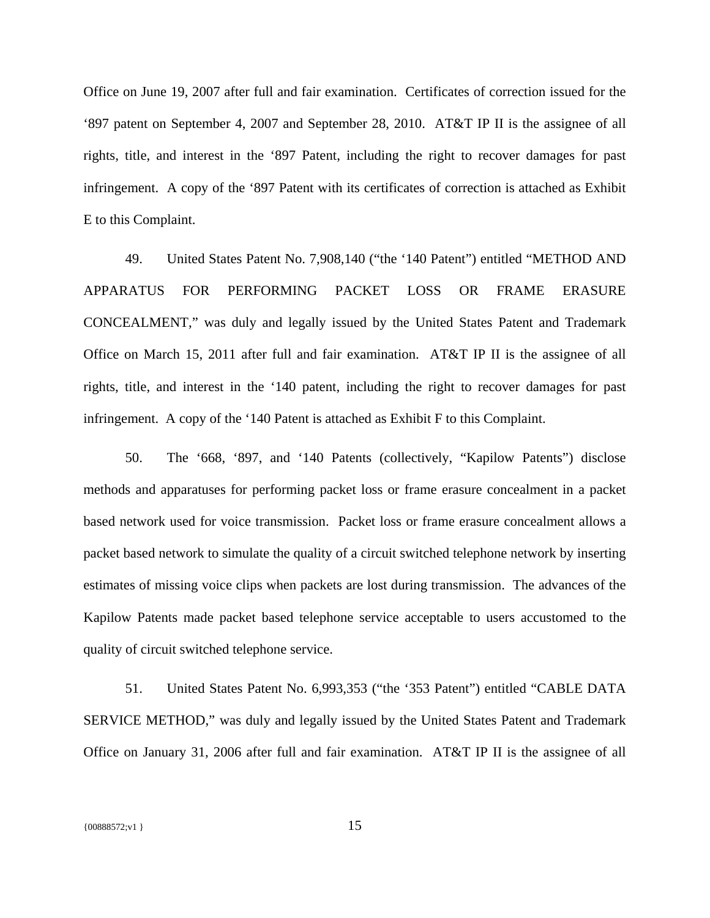Office on June 19, 2007 after full and fair examination. Certificates of correction issued for the '897 patent on September 4, 2007 and September 28, 2010. AT&T IP II is the assignee of all rights, title, and interest in the '897 Patent, including the right to recover damages for past infringement. A copy of the '897 Patent with its certificates of correction is attached as Exhibit E to this Complaint.

49. United States Patent No. 7,908,140 ("the '140 Patent") entitled "METHOD AND APPARATUS FOR PERFORMING PACKET LOSS OR FRAME ERASURE CONCEALMENT," was duly and legally issued by the United States Patent and Trademark Office on March 15, 2011 after full and fair examination. AT&T IP II is the assignee of all rights, title, and interest in the '140 patent, including the right to recover damages for past infringement. A copy of the '140 Patent is attached as Exhibit F to this Complaint.

50. The '668, '897, and '140 Patents (collectively, "Kapilow Patents") disclose methods and apparatuses for performing packet loss or frame erasure concealment in a packet based network used for voice transmission. Packet loss or frame erasure concealment allows a packet based network to simulate the quality of a circuit switched telephone network by inserting estimates of missing voice clips when packets are lost during transmission. The advances of the Kapilow Patents made packet based telephone service acceptable to users accustomed to the quality of circuit switched telephone service.

51. United States Patent No. 6,993,353 ("the '353 Patent") entitled "CABLE DATA SERVICE METHOD," was duly and legally issued by the United States Patent and Trademark Office on January 31, 2006 after full and fair examination. AT&T IP II is the assignee of all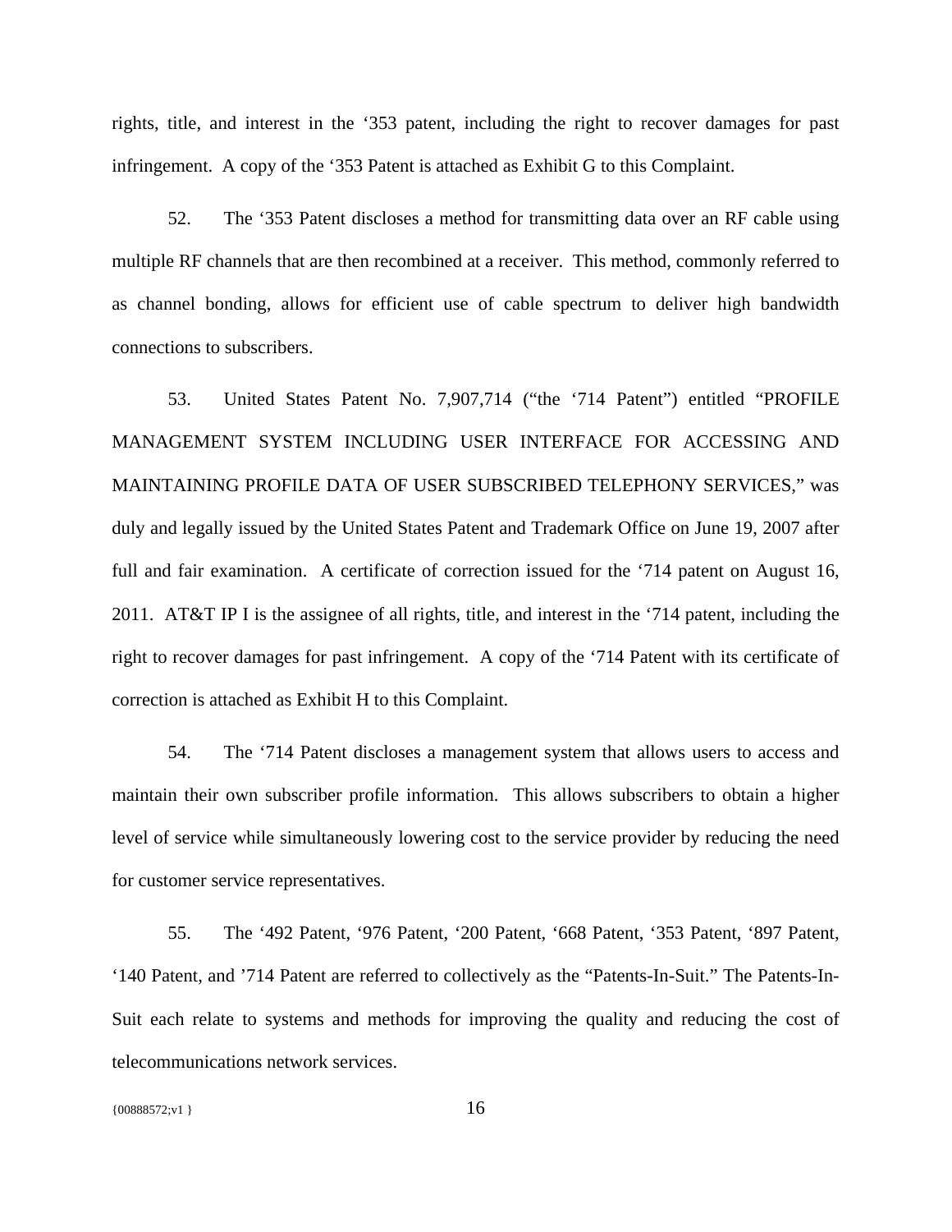rights, title, and interest in the ‘353 patent, including the right to recover damages for past infringement. A copy of the ‘353 Patent is attached as Exhibit G to this Complaint.

52. The ‘353 Patent discloses a method for transmitting data over an RF cable using multiple RF channels that are then recombined at a receiver. This method, commonly referred to as channel bonding, allows for efficient use of cable spectrum to deliver high bandwidth connections to subscribers.

53. United States Patent No. 7,907,714 (“the ‘714 Patent”) entitled “PROFILE MANAGEMENT SYSTEM INCLUDING USER INTERFACE FOR ACCESSING AND MAINTAINING PROFILE DATA OF USER SUBSCRIBED TELEPHONY SERVICES,” was duly and legally issued by the United States Patent and Trademark Office on June 19, 2007 after full and fair examination. A certificate of correction issued for the ‘714 patent on August 16, 2011. AT&T IP I is the assignee of all rights, title, and interest in the ‘714 patent, including the right to recover damages for past infringement. A copy of the ‘714 Patent with its certificate of correction is attached as Exhibit H to this Complaint.

54. The ‘714 Patent discloses a management system that allows users to access and maintain their own subscriber profile information. This allows subscribers to obtain a higher level of service while simultaneously lowering cost to the service provider by reducing the need for customer service representatives.

55. The ‘492 Patent, ‘976 Patent, ‘200 Patent, ‘668 Patent, ‘353 Patent, ‘897 Patent, ‘140 Patent, and ’714 Patent are referred to collectively as the “Patents-In-Suit.” The Patents-In-Suit each relate to systems and methods for improving the quality and reducing the cost of telecommunications network services.

{00888572;v1 }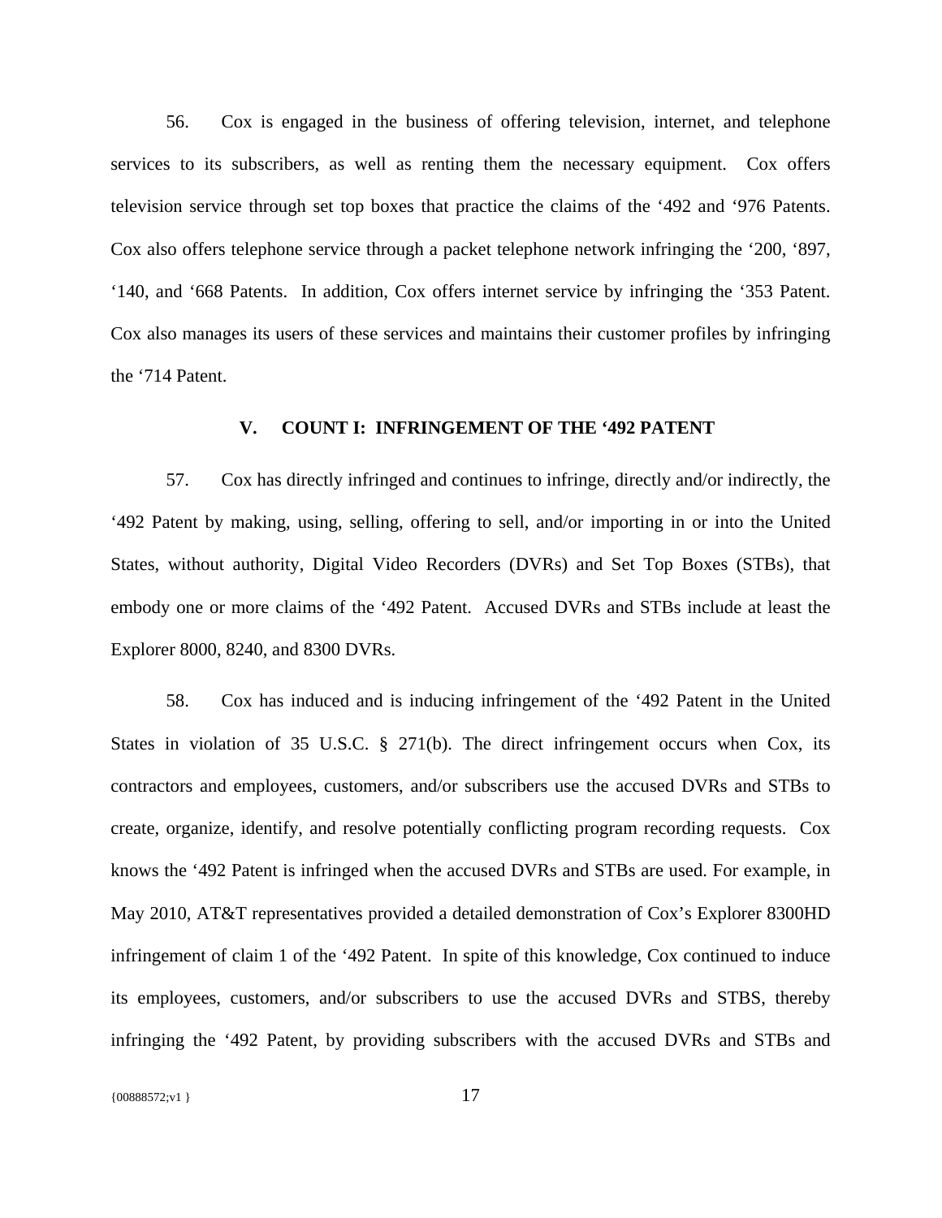56. Cox is engaged in the business of offering television, internet, and telephone services to its subscribers, as well as renting them the necessary equipment. Cox offers television service through set top boxes that practice the claims of the '492 and '976 Patents. Cox also offers telephone service through a packet telephone network infringing the '200, '897, '140, and '668 Patents. In addition, Cox offers internet service by infringing the '353 Patent. Cox also manages its users of these services and maintains their customer profiles by infringing the '714 Patent.

## V. COUNT I: INFRINGEMENT OF THE '492 PATENT

57. Cox has directly infringed and continues to infringe, directly and/or indirectly, the '492 Patent by making, using, selling, offering to sell, and/or importing in or into the United States, without authority, Digital Video Recorders (DVRs) and Set Top Boxes (STBs), that embody one or more claims of the '492 Patent. Accused DVRs and STBs include at least the Explorer 8000, 8240, and 8300 DVRs.

58. Cox has induced and is inducing infringement of the '492 Patent in the United States in violation of 35 U.S.C. § 271(b). The direct infringement occurs when Cox, its contractors and employees, customers, and/or subscribers use the accused DVRs and STBs to create, organize, identify, and resolve potentially conflicting program recording requests. Cox knows the '492 Patent is infringed when the accused DVRs and STBs are used. For example, in May 2010, AT&T representatives provided a detailed demonstration of Cox's Explorer 8300HD infringement of claim 1 of the '492 Patent. In spite of this knowledge, Cox continued to induce its employees, customers, and/or subscribers to use the accused DVRs and STBS, thereby infringing the '492 Patent, by providing subscribers with the accused DVRs and STBs and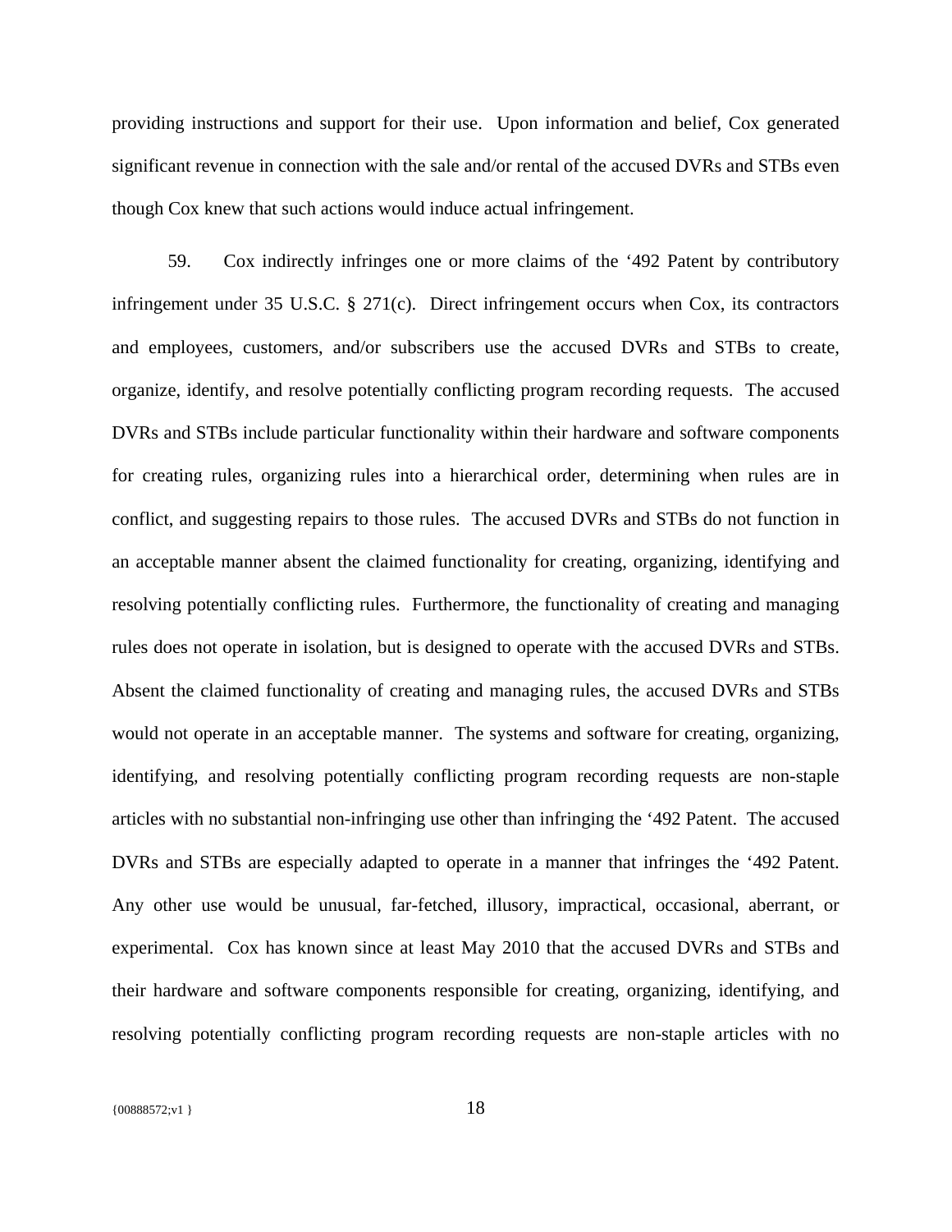providing instructions and support for their use. Upon information and belief, Cox generated significant revenue in connection with the sale and/or rental of the accused DVRs and STBs even though Cox knew that such actions would induce actual infringement.

59. Cox indirectly infringes one or more claims of the ‘492 Patent by contributory infringement under 35 U.S.C. § 271(c). Direct infringement occurs when Cox, its contractors and employees, customers, and/or subscribers use the accused DVRs and STBs to create, organize, identify, and resolve potentially conflicting program recording requests. The accused DVRs and STBs include particular functionality within their hardware and software components for creating rules, organizing rules into a hierarchical order, determining when rules are in conflict, and suggesting repairs to those rules. The accused DVRs and STBs do not function in an acceptable manner absent the claimed functionality for creating, organizing, identifying and resolving potentially conflicting rules. Furthermore, the functionality of creating and managing rules does not operate in isolation, but is designed to operate with the accused DVRs and STBs. Absent the claimed functionality of creating and managing rules, the accused DVRs and STBs would not operate in an acceptable manner. The systems and software for creating, organizing, identifying, and resolving potentially conflicting program recording requests are non-staple articles with no substantial non-infringing use other than infringing the ‘492 Patent. The accused DVRs and STBs are especially adapted to operate in a manner that infringes the ‘492 Patent. Any other use would be unusual, far-fetched, illusory, impractical, occasional, aberrant, or experimental. Cox has known since at least May 2010 that the accused DVRs and STBs and their hardware and software components responsible for creating, organizing, identifying, and resolving potentially conflicting program recording requests are non-staple articles with no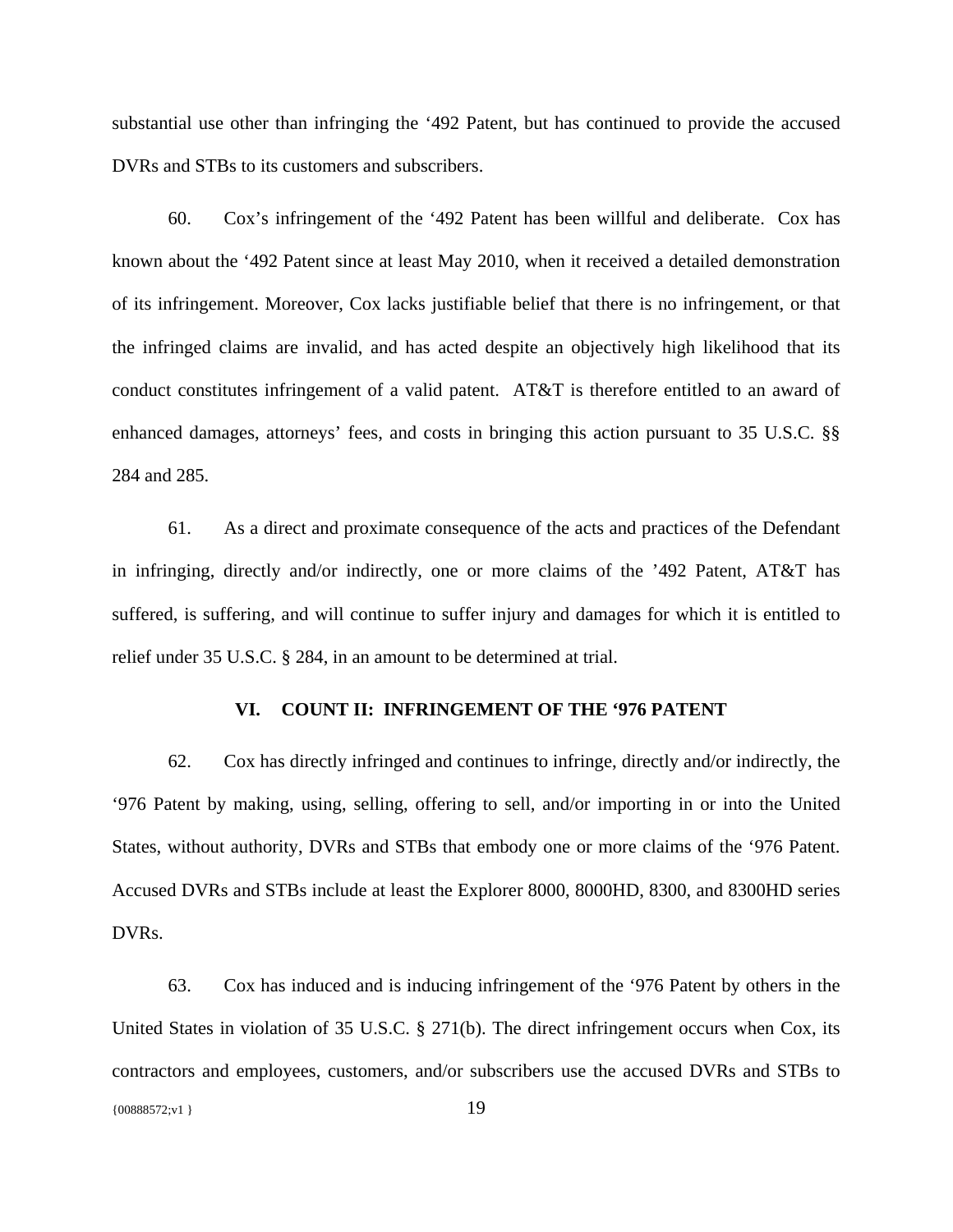substantial use other than infringing the '492 Patent, but has continued to provide the accused DVRs and STBs to its customers and subscribers.

60. Cox's infringement of the '492 Patent has been willful and deliberate. Cox has known about the '492 Patent since at least May 2010, when it received a detailed demonstration of its infringement. Moreover, Cox lacks justifiable belief that there is no infringement, or that the infringed claims are invalid, and has acted despite an objectively high likelihood that its conduct constitutes infringement of a valid patent. AT&T is therefore entitled to an award of enhanced damages, attorneys' fees, and costs in bringing this action pursuant to 35 U.S.C. §§ 284 and 285.

61. As a direct and proximate consequence of the acts and practices of the Defendant in infringing, directly and/or indirectly, one or more claims of the '492 Patent, AT&T has suffered, is suffering, and will continue to suffer injury and damages for which it is entitled to relief under 35 U.S.C. § 284, in an amount to be determined at trial.

## VI. COUNT II: INFRINGEMENT OF THE '976 PATENT

62. Cox has directly infringed and continues to infringe, directly and/or indirectly, the '976 Patent by making, using, selling, offering to sell, and/or importing in or into the United States, without authority, DVRs and STBs that embody one or more claims of the '976 Patent. Accused DVRs and STBs include at least the Explorer 8000, 8000HD, 8300, and 8300HD series DVRs.

63. Cox has induced and is inducing infringement of the '976 Patent by others in the United States in violation of 35 U.S.C. § 271(b). The direct infringement occurs when Cox, its contractors and employees, customers, and/or subscribers use the accused DVRs and STBs to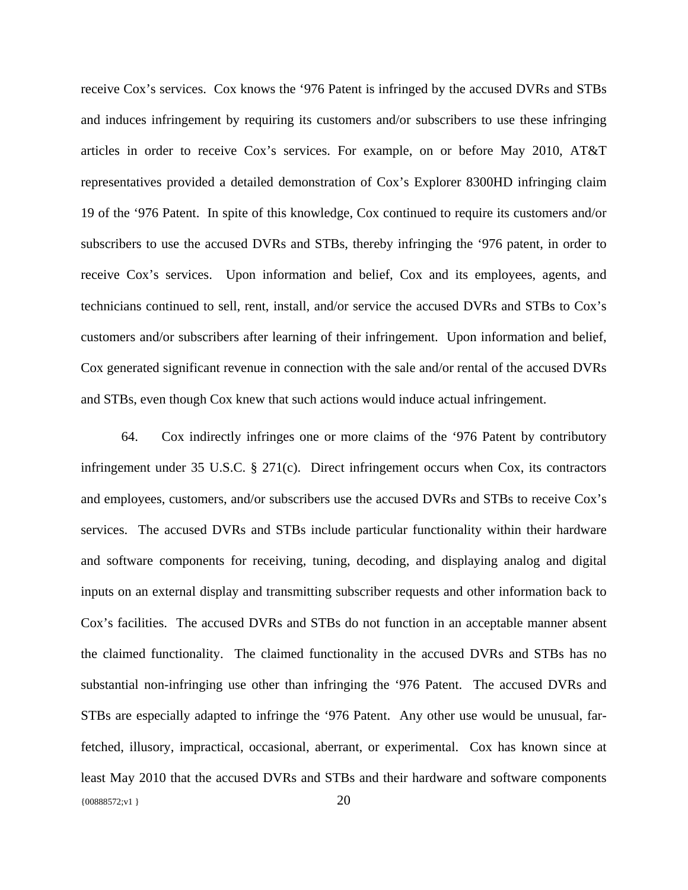receive Cox's services. Cox knows the '976 Patent is infringed by the accused DVRs and STBs and induces infringement by requiring its customers and/or subscribers to use these infringing articles in order to receive Cox's services. For example, on or before May 2010, AT&T representatives provided a detailed demonstration of Cox's Explorer 8300HD infringing claim 19 of the '976 Patent. In spite of this knowledge, Cox continued to require its customers and/or subscribers to use the accused DVRs and STBs, thereby infringing the '976 patent, in order to receive Cox's services. Upon information and belief, Cox and its employees, agents, and technicians continued to sell, rent, install, and/or service the accused DVRs and STBs to Cox's customers and/or subscribers after learning of their infringement. Upon information and belief, Cox generated significant revenue in connection with the sale and/or rental of the accused DVRs and STBs, even though Cox knew that such actions would induce actual infringement.

64. Cox indirectly infringes one or more claims of the '976 Patent by contributory infringement under 35 U.S.C. § 271(c). Direct infringement occurs when Cox, its contractors and employees, customers, and/or subscribers use the accused DVRs and STBs to receive Cox's services. The accused DVRs and STBs include particular functionality within their hardware and software components for receiving, tuning, decoding, and displaying analog and digital inputs on an external display and transmitting subscriber requests and other information back to Cox's facilities. The accused DVRs and STBs do not function in an acceptable manner absent the claimed functionality. The claimed functionality in the accused DVRs and STBs has no substantial non-infringing use other than infringing the '976 Patent. The accused DVRs and STBs are especially adapted to infringe the '976 Patent. Any other use would be unusual, far-fetched, illusory, impractical, occasional, aberrant, or experimental. Cox has known since at least May 2010 that the accused DVRs and STBs and their hardware and software components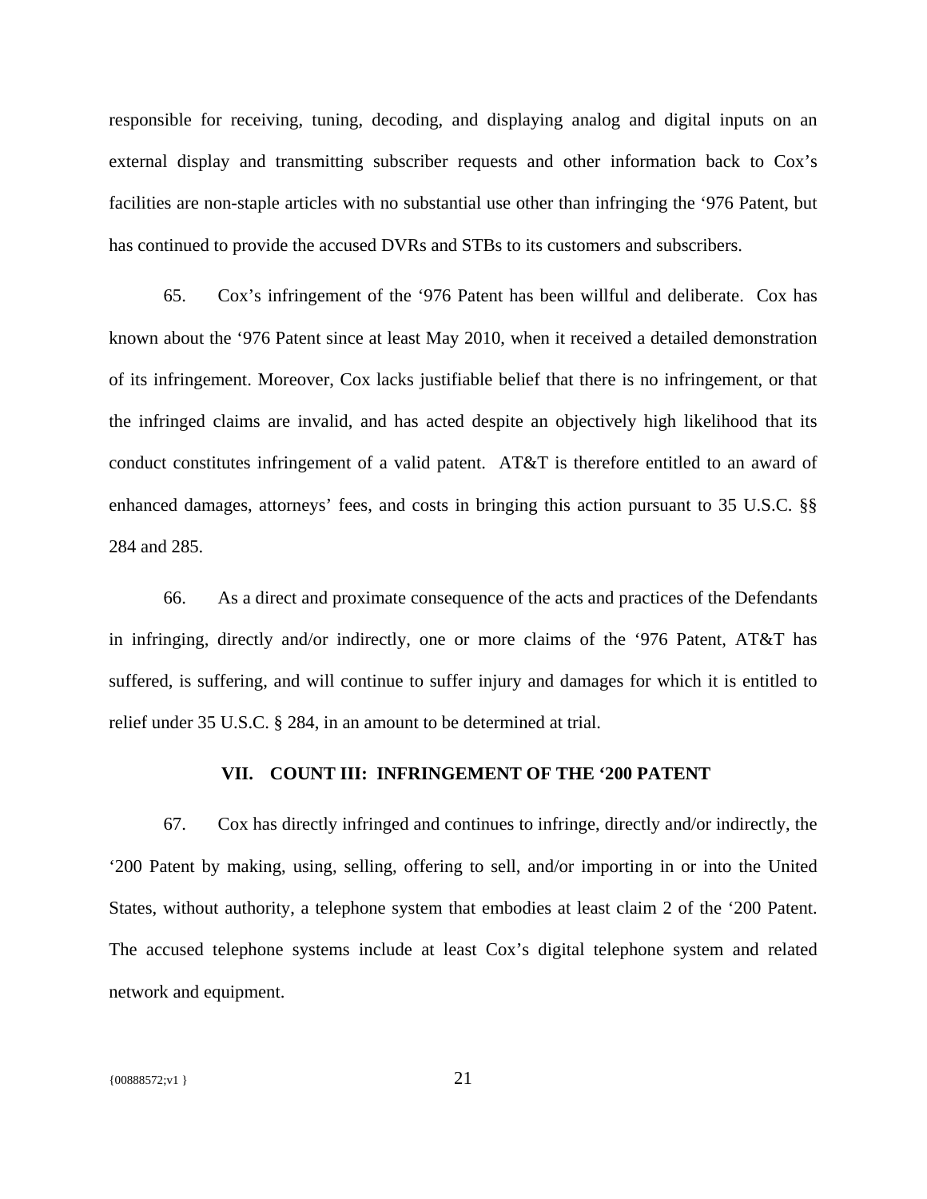responsible for receiving, tuning, decoding, and displaying analog and digital inputs on an external display and transmitting subscriber requests and other information back to Cox's facilities are non-staple articles with no substantial use other than infringing the '976 Patent, but has continued to provide the accused DVRs and STBs to its customers and subscribers.

65. Cox's infringement of the '976 Patent has been willful and deliberate. Cox has known about the '976 Patent since at least May 2010, when it received a detailed demonstration of its infringement. Moreover, Cox lacks justifiable belief that there is no infringement, or that the infringed claims are invalid, and has acted despite an objectively high likelihood that its conduct constitutes infringement of a valid patent. AT&T is therefore entitled to an award of enhanced damages, attorneys' fees, and costs in bringing this action pursuant to 35 U.S.C. §§ 284 and 285.

66. As a direct and proximate consequence of the acts and practices of the Defendants in infringing, directly and/or indirectly, one or more claims of the '976 Patent, AT&T has suffered, is suffering, and will continue to suffer injury and damages for which it is entitled to relief under 35 U.S.C. § 284, in an amount to be determined at trial.

## VII. COUNT III: INFRINGEMENT OF THE '200 PATENT

67. Cox has directly infringed and continues to infringe, directly and/or indirectly, the '200 Patent by making, using, selling, offering to sell, and/or importing in or into the United States, without authority, a telephone system that embodies at least claim 2 of the '200 Patent. The accused telephone systems include at least Cox's digital telephone system and related network and equipment.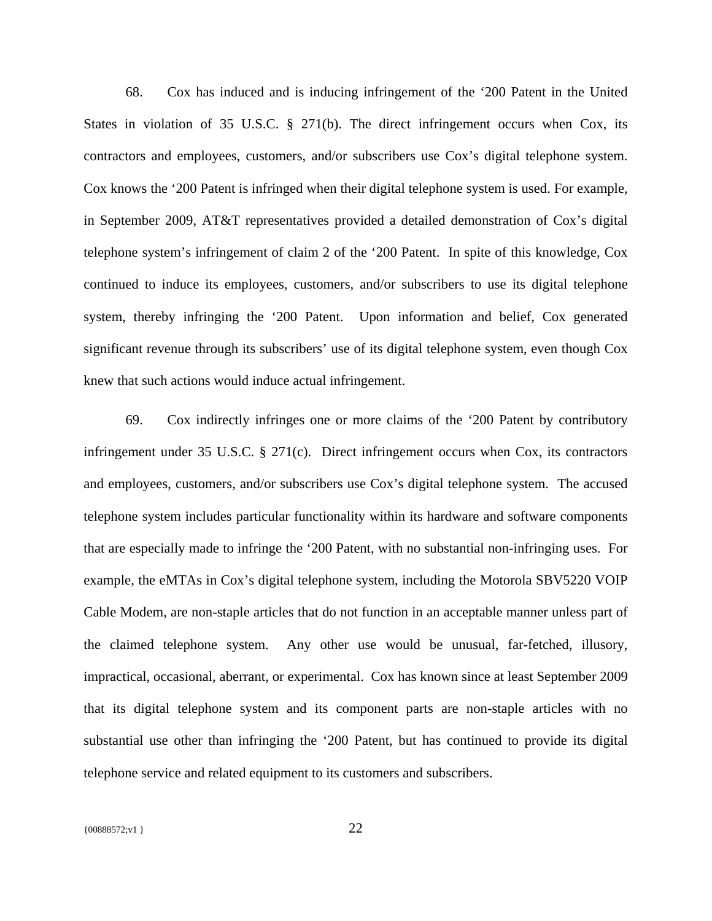68. Cox has induced and is inducing infringement of the ‘200 Patent in the United States in violation of 35 U.S.C. § 271(b). The direct infringement occurs when Cox, its contractors and employees, customers, and/or subscribers use Cox’s digital telephone system. Cox knows the ‘200 Patent is infringed when their digital telephone system is used. For example, in September 2009, AT&T representatives provided a detailed demonstration of Cox’s digital telephone system’s infringement of claim 2 of the ‘200 Patent. In spite of this knowledge, Cox continued to induce its employees, customers, and/or subscribers to use its digital telephone system, thereby infringing the ‘200 Patent. Upon information and belief, Cox generated significant revenue through its subscribers’ use of its digital telephone system, even though Cox knew that such actions would induce actual infringement.

69. Cox indirectly infringes one or more claims of the ‘200 Patent by contributory infringement under 35 U.S.C. § 271(c). Direct infringement occurs when Cox, its contractors and employees, customers, and/or subscribers use Cox’s digital telephone system. The accused telephone system includes particular functionality within its hardware and software components that are especially made to infringe the ‘200 Patent, with no substantial non-infringing uses. For example, the eMTAs in Cox’s digital telephone system, including the Motorola SBV5220 VOIP Cable Modem, are non-staple articles that do not function in an acceptable manner unless part of the claimed telephone system. Any other use would be unusual, far-fetched, illusory, impractical, occasional, aberrant, or experimental. Cox has known since at least September 2009 that its digital telephone system and its component parts are non-staple articles with no substantial use other than infringing the ‘200 Patent, but has continued to provide its digital telephone service and related equipment to its customers and subscribers.

{00888572;v1 }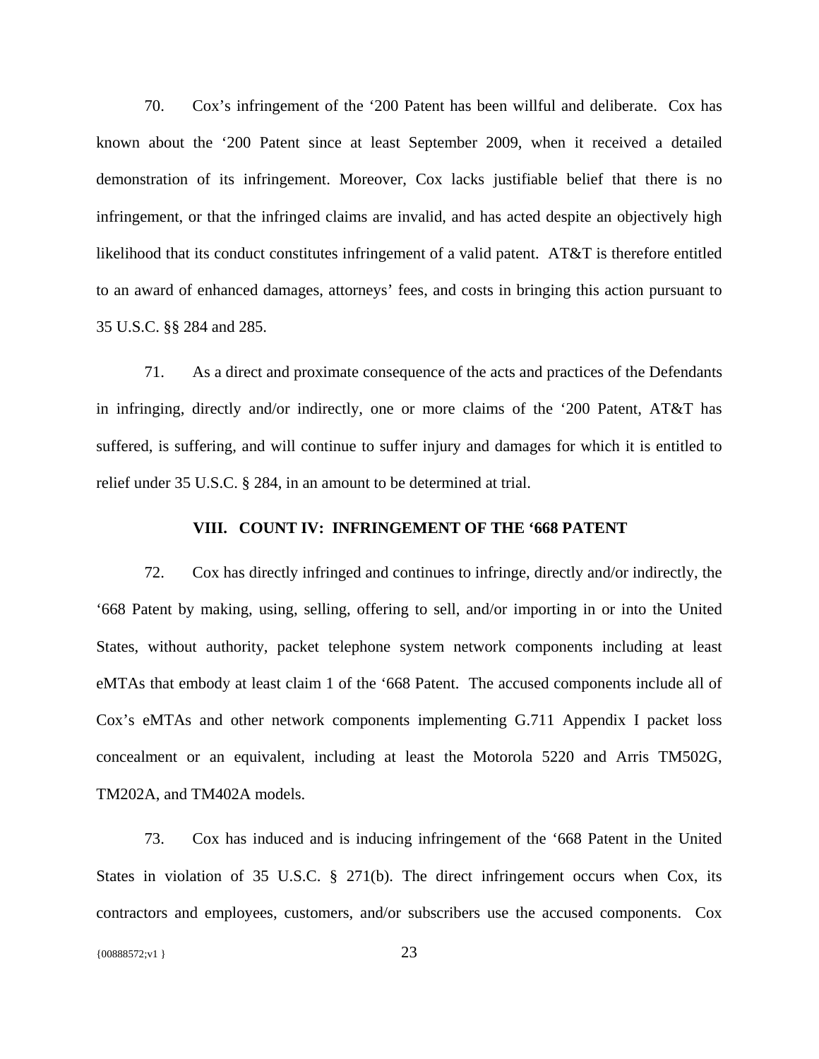70. Cox's infringement of the '200 Patent has been willful and deliberate. Cox has known about the '200 Patent since at least September 2009, when it received a detailed demonstration of its infringement. Moreover, Cox lacks justifiable belief that there is no infringement, or that the infringed claims are invalid, and has acted despite an objectively high likelihood that its conduct constitutes infringement of a valid patent. AT&T is therefore entitled to an award of enhanced damages, attorneys' fees, and costs in bringing this action pursuant to 35 U.S.C. §§ 284 and 285.

71. As a direct and proximate consequence of the acts and practices of the Defendants in infringing, directly and/or indirectly, one or more claims of the '200 Patent, AT&T has suffered, is suffering, and will continue to suffer injury and damages for which it is entitled to relief under 35 U.S.C. § 284, in an amount to be determined at trial.

## VIII. COUNT IV: INFRINGEMENT OF THE '668 PATENT

72. Cox has directly infringed and continues to infringe, directly and/or indirectly, the '668 Patent by making, using, selling, offering to sell, and/or importing in or into the United States, without authority, packet telephone system network components including at least eMTAs that embody at least claim 1 of the '668 Patent. The accused components include all of Cox's eMTAs and other network components implementing G.711 Appendix I packet loss concealment or an equivalent, including at least the Motorola 5220 and Arris TM502G, TM202A, and TM402A models.

73. Cox has induced and is inducing infringement of the '668 Patent in the United States in violation of 35 U.S.C. § 271(b). The direct infringement occurs when Cox, its contractors and employees, customers, and/or subscribers use the accused components. Cox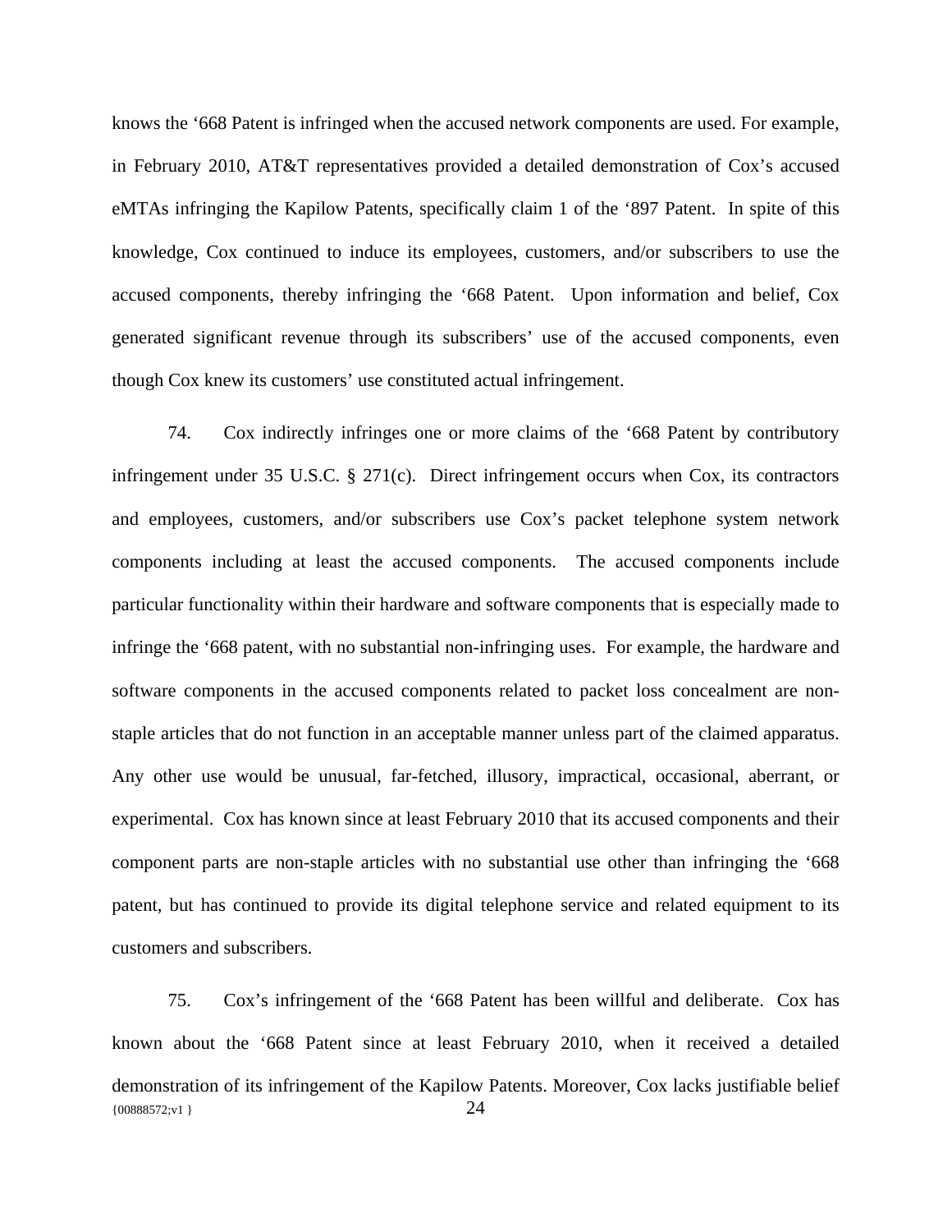knows the ‘668 Patent is infringed when the accused network components are used. For example, in February 2010, AT&T representatives provided a detailed demonstration of Cox’s accused eMTAs infringing the Kapilow Patents, specifically claim 1 of the ‘897 Patent. In spite of this knowledge, Cox continued to induce its employees, customers, and/or subscribers to use the accused components, thereby infringing the ‘668 Patent. Upon information and belief, Cox generated significant revenue through its subscribers’ use of the accused components, even though Cox knew its customers’ use constituted actual infringement.

74. Cox indirectly infringes one or more claims of the ‘668 Patent by contributory infringement under 35 U.S.C. § 271(c). Direct infringement occurs when Cox, its contractors and employees, customers, and/or subscribers use Cox’s packet telephone system network components including at least the accused components. The accused components include particular functionality within their hardware and software components that is especially made to infringe the ‘668 patent, with no substantial non-infringing uses. For example, the hardware and software components in the accused components related to packet loss concealment are non-staple articles that do not function in an acceptable manner unless part of the claimed apparatus. Any other use would be unusual, far-fetched, illusory, impractical, occasional, aberrant, or experimental. Cox has known since at least February 2010 that its accused components and their component parts are non-staple articles with no substantial use other than infringing the ‘668 patent, but has continued to provide its digital telephone service and related equipment to its customers and subscribers.

75. Cox’s infringement of the ‘668 Patent has been willful and deliberate. Cox has known about the ‘668 Patent since at least February 2010, when it received a detailed demonstration of its infringement of the Kapilow Patents. Moreover, Cox lacks justifiable belief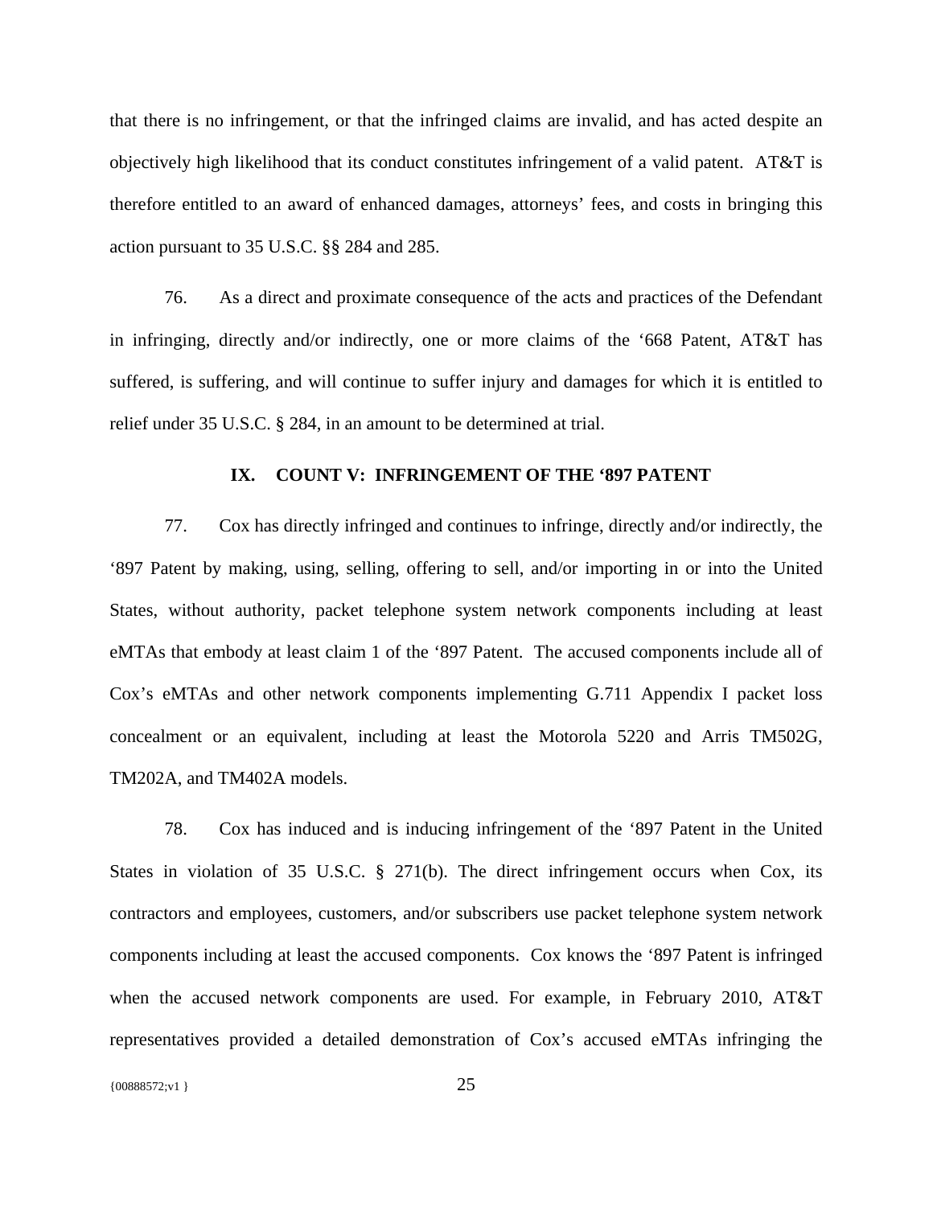that there is no infringement, or that the infringed claims are invalid, and has acted despite an objectively high likelihood that its conduct constitutes infringement of a valid patent. AT&T is therefore entitled to an award of enhanced damages, attorneys' fees, and costs in bringing this action pursuant to 35 U.S.C. §§ 284 and 285.

76. As a direct and proximate consequence of the acts and practices of the Defendant in infringing, directly and/or indirectly, one or more claims of the '668 Patent, AT&T has suffered, is suffering, and will continue to suffer injury and damages for which it is entitled to relief under 35 U.S.C. § 284, in an amount to be determined at trial.

## IX. COUNT V: INFRINGEMENT OF THE '897 PATENT

77. Cox has directly infringed and continues to infringe, directly and/or indirectly, the '897 Patent by making, using, selling, offering to sell, and/or importing in or into the United States, without authority, packet telephone system network components including at least eMTAs that embody at least claim 1 of the '897 Patent. The accused components include all of Cox's eMTAs and other network components implementing G.711 Appendix I packet loss concealment or an equivalent, including at least the Motorola 5220 and Arris TM502G, TM202A, and TM402A models.

78. Cox has induced and is inducing infringement of the '897 Patent in the United States in violation of 35 U.S.C. § 271(b). The direct infringement occurs when Cox, its contractors and employees, customers, and/or subscribers use packet telephone system network components including at least the accused components. Cox knows the '897 Patent is infringed when the accused network components are used. For example, in February 2010, AT&T representatives provided a detailed demonstration of Cox's accused eMTAs infringing the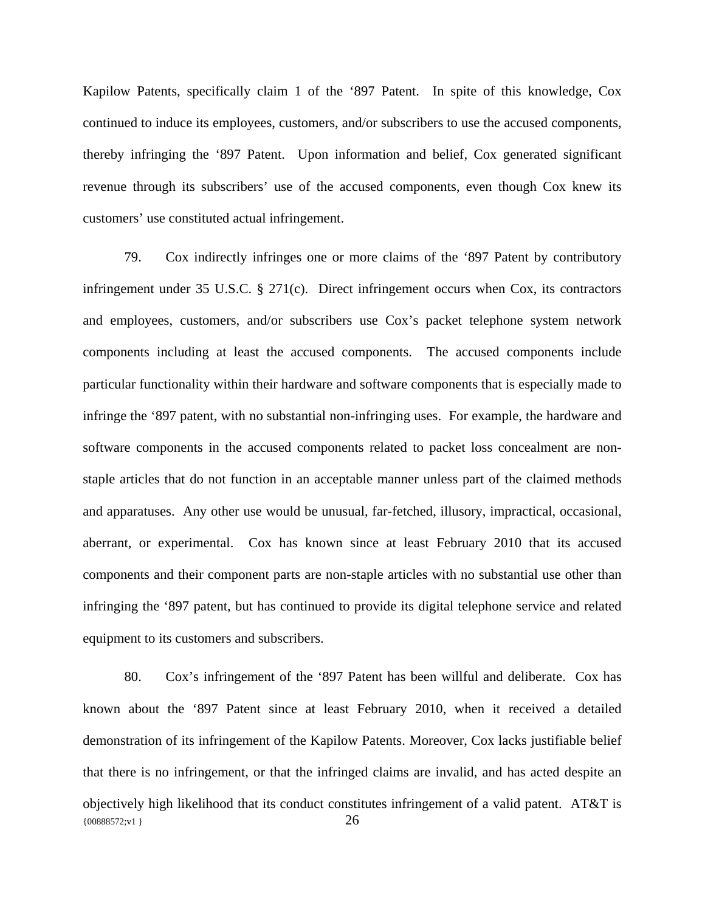Kapilow Patents, specifically claim 1 of the '897 Patent. In spite of this knowledge, Cox continued to induce its employees, customers, and/or subscribers to use the accused components, thereby infringing the '897 Patent. Upon information and belief, Cox generated significant revenue through its subscribers' use of the accused components, even though Cox knew its customers' use constituted actual infringement.

79. Cox indirectly infringes one or more claims of the '897 Patent by contributory infringement under 35 U.S.C. § 271(c). Direct infringement occurs when Cox, its contractors and employees, customers, and/or subscribers use Cox's packet telephone system network components including at least the accused components. The accused components include particular functionality within their hardware and software components that is especially made to infringe the '897 patent, with no substantial non-infringing uses. For example, the hardware and software components in the accused components related to packet loss concealment are non-staple articles that do not function in an acceptable manner unless part of the claimed methods and apparatuses. Any other use would be unusual, far-fetched, illusory, impractical, occasional, aberrant, or experimental. Cox has known since at least February 2010 that its accused components and their component parts are non-staple articles with no substantial use other than infringing the '897 patent, but has continued to provide its digital telephone service and related equipment to its customers and subscribers.

80. Cox's infringement of the '897 Patent has been willful and deliberate. Cox has known about the '897 Patent since at least February 2010, when it received a detailed demonstration of its infringement of the Kapilow Patents. Moreover, Cox lacks justifiable belief that there is no infringement, or that the infringed claims are invalid, and has acted despite an objectively high likelihood that its conduct constitutes infringement of a valid patent. AT&T is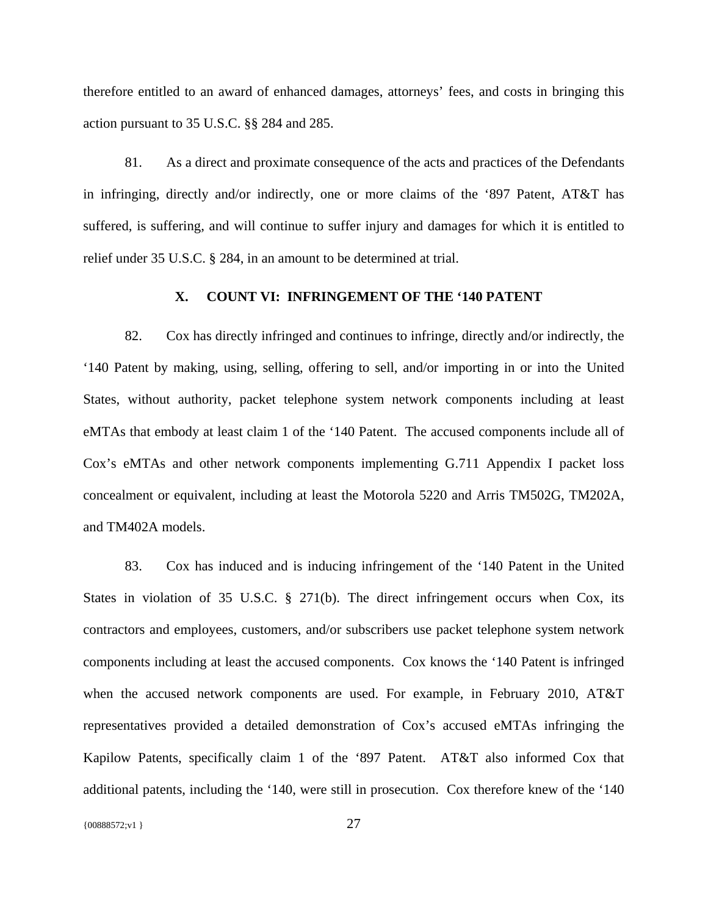therefore entitled to an award of enhanced damages, attorneys' fees, and costs in bringing this action pursuant to 35 U.S.C. §§ 284 and 285.

81. As a direct and proximate consequence of the acts and practices of the Defendants in infringing, directly and/or indirectly, one or more claims of the '897 Patent, AT&T has suffered, is suffering, and will continue to suffer injury and damages for which it is entitled to relief under 35 U.S.C. § 284, in an amount to be determined at trial.

## X. COUNT VI: INFRINGEMENT OF THE '140 PATENT

82. Cox has directly infringed and continues to infringe, directly and/or indirectly, the '140 Patent by making, using, selling, offering to sell, and/or importing in or into the United States, without authority, packet telephone system network components including at least eMTAs that embody at least claim 1 of the '140 Patent. The accused components include all of Cox's eMTAs and other network components implementing G.711 Appendix I packet loss concealment or equivalent, including at least the Motorola 5220 and Arris TM502G, TM202A, and TM402A models.

83. Cox has induced and is inducing infringement of the '140 Patent in the United States in violation of 35 U.S.C. § 271(b). The direct infringement occurs when Cox, its contractors and employees, customers, and/or subscribers use packet telephone system network components including at least the accused components. Cox knows the '140 Patent is infringed when the accused network components are used. For example, in February 2010, AT&T representatives provided a detailed demonstration of Cox's accused eMTAs infringing the Kapilow Patents, specifically claim 1 of the '897 Patent. AT&T also informed Cox that additional patents, including the '140, were still in prosecution. Cox therefore knew of the '140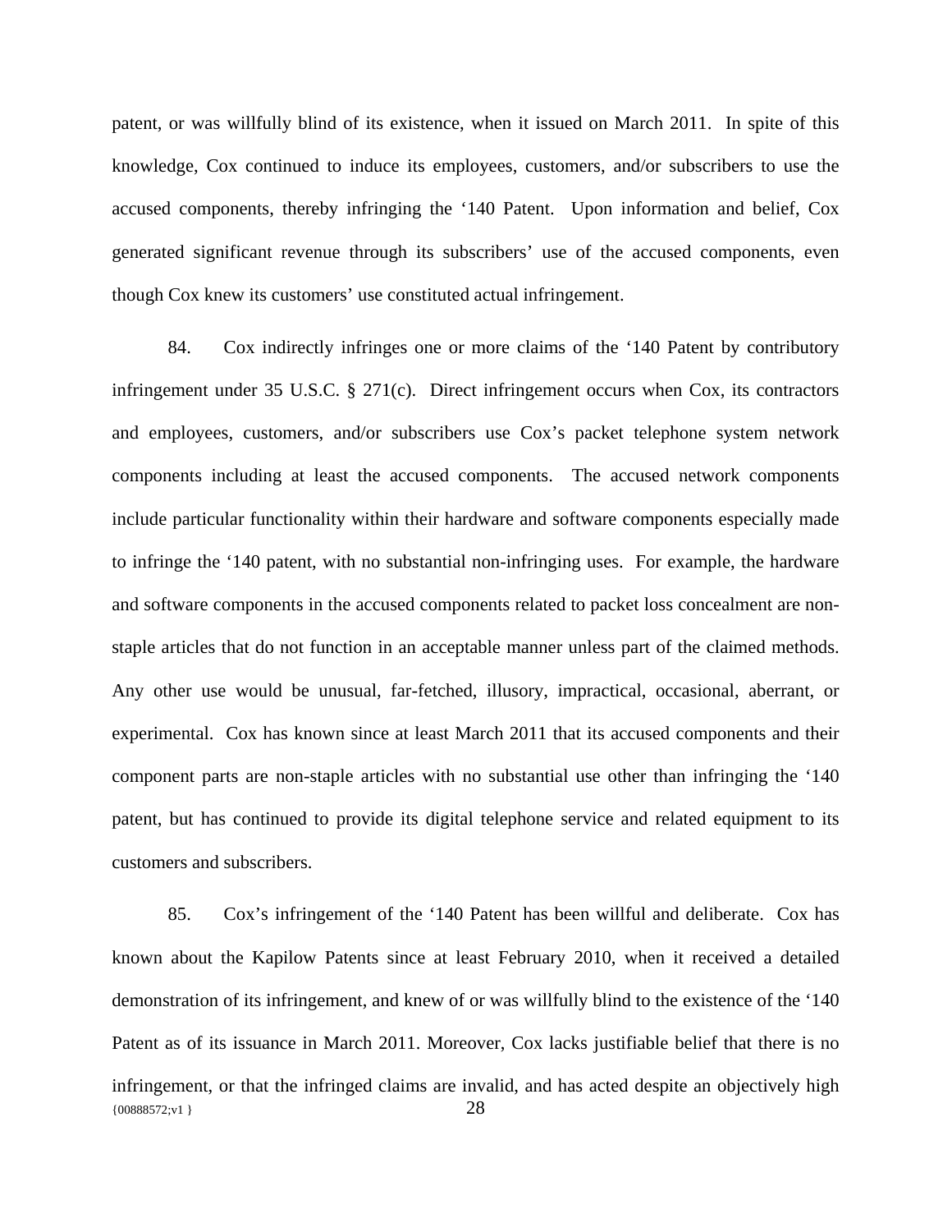patent, or was willfully blind of its existence, when it issued on March 2011. In spite of this knowledge, Cox continued to induce its employees, customers, and/or subscribers to use the accused components, thereby infringing the '140 Patent. Upon information and belief, Cox generated significant revenue through its subscribers' use of the accused components, even though Cox knew its customers' use constituted actual infringement.

84. Cox indirectly infringes one or more claims of the '140 Patent by contributory infringement under 35 U.S.C. § 271(c). Direct infringement occurs when Cox, its contractors and employees, customers, and/or subscribers use Cox's packet telephone system network components including at least the accused components. The accused network components include particular functionality within their hardware and software components especially made to infringe the '140 patent, with no substantial non-infringing uses. For example, the hardware and software components in the accused components related to packet loss concealment are non-staple articles that do not function in an acceptable manner unless part of the claimed methods. Any other use would be unusual, far-fetched, illusory, impractical, occasional, aberrant, or experimental. Cox has known since at least March 2011 that its accused components and their component parts are non-staple articles with no substantial use other than infringing the '140 patent, but has continued to provide its digital telephone service and related equipment to its customers and subscribers.

85. Cox's infringement of the '140 Patent has been willful and deliberate. Cox has known about the Kapilow Patents since at least February 2010, when it received a detailed demonstration of its infringement, and knew of or was willfully blind to the existence of the '140 Patent as of its issuance in March 2011. Moreover, Cox lacks justifiable belief that there is no infringement, or that the infringed claims are invalid, and has acted despite an objectively high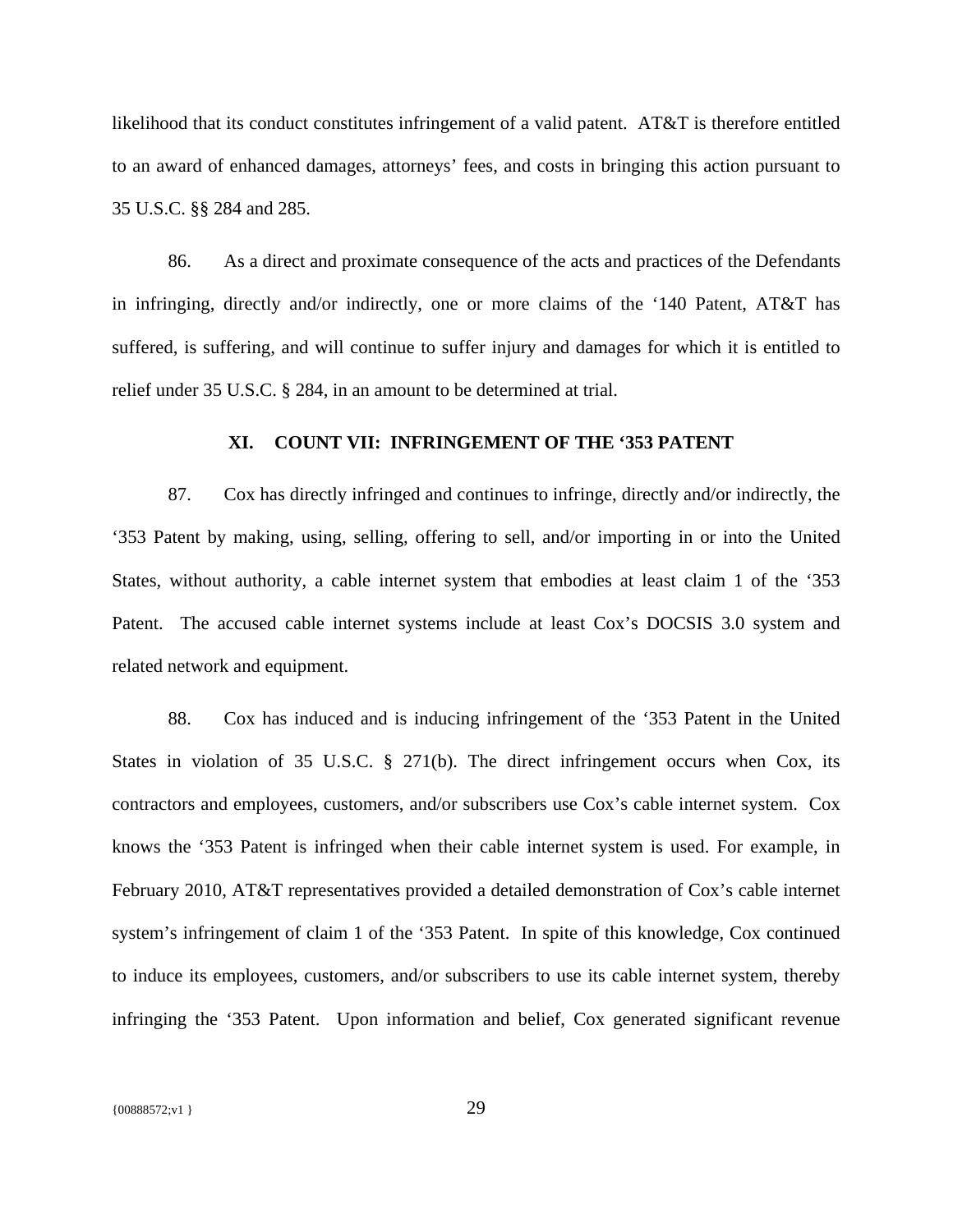likelihood that its conduct constitutes infringement of a valid patent. AT&T is therefore entitled to an award of enhanced damages, attorneys' fees, and costs in bringing this action pursuant to 35 U.S.C. §§ 284 and 285.

86. As a direct and proximate consequence of the acts and practices of the Defendants in infringing, directly and/or indirectly, one or more claims of the '140 Patent, AT&T has suffered, is suffering, and will continue to suffer injury and damages for which it is entitled to relief under 35 U.S.C. § 284, in an amount to be determined at trial.

## XI. COUNT VII: INFRINGEMENT OF THE '353 PATENT

87. Cox has directly infringed and continues to infringe, directly and/or indirectly, the '353 Patent by making, using, selling, offering to sell, and/or importing in or into the United States, without authority, a cable internet system that embodies at least claim 1 of the '353 Patent. The accused cable internet systems include at least Cox's DOCSIS 3.0 system and related network and equipment.

88. Cox has induced and is inducing infringement of the '353 Patent in the United States in violation of 35 U.S.C. § 271(b). The direct infringement occurs when Cox, its contractors and employees, customers, and/or subscribers use Cox's cable internet system. Cox knows the '353 Patent is infringed when their cable internet system is used. For example, in February 2010, AT&T representatives provided a detailed demonstration of Cox's cable internet system's infringement of claim 1 of the '353 Patent. In spite of this knowledge, Cox continued to induce its employees, customers, and/or subscribers to use its cable internet system, thereby infringing the '353 Patent. Upon information and belief, Cox generated significant revenue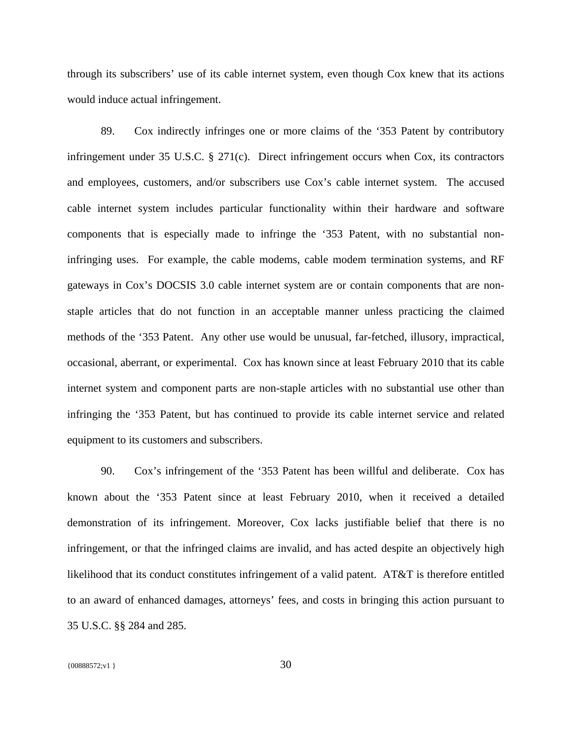through its subscribers' use of its cable internet system, even though Cox knew that its actions would induce actual infringement.

89. Cox indirectly infringes one or more claims of the '353 Patent by contributory infringement under 35 U.S.C. § 271(c). Direct infringement occurs when Cox, its contractors and employees, customers, and/or subscribers use Cox's cable internet system. The accused cable internet system includes particular functionality within their hardware and software components that is especially made to infringe the '353 Patent, with no substantial non-infringing uses. For example, the cable modems, cable modem termination systems, and RF gateways in Cox's DOCSIS 3.0 cable internet system are or contain components that are non-staple articles that do not function in an acceptable manner unless practicing the claimed methods of the '353 Patent. Any other use would be unusual, far-fetched, illusory, impractical, occasional, aberrant, or experimental. Cox has known since at least February 2010 that its cable internet system and component parts are non-staple articles with no substantial use other than infringing the '353 Patent, but has continued to provide its cable internet service and related equipment to its customers and subscribers.

90. Cox's infringement of the '353 Patent has been willful and deliberate. Cox has known about the '353 Patent since at least February 2010, when it received a detailed demonstration of its infringement. Moreover, Cox lacks justifiable belief that there is no infringement, or that the infringed claims are invalid, and has acted despite an objectively high likelihood that its conduct constitutes infringement of a valid patent. AT&T is therefore entitled to an award of enhanced damages, attorneys' fees, and costs in bringing this action pursuant to 35 U.S.C. §§ 284 and 285.

{00888572;v1 }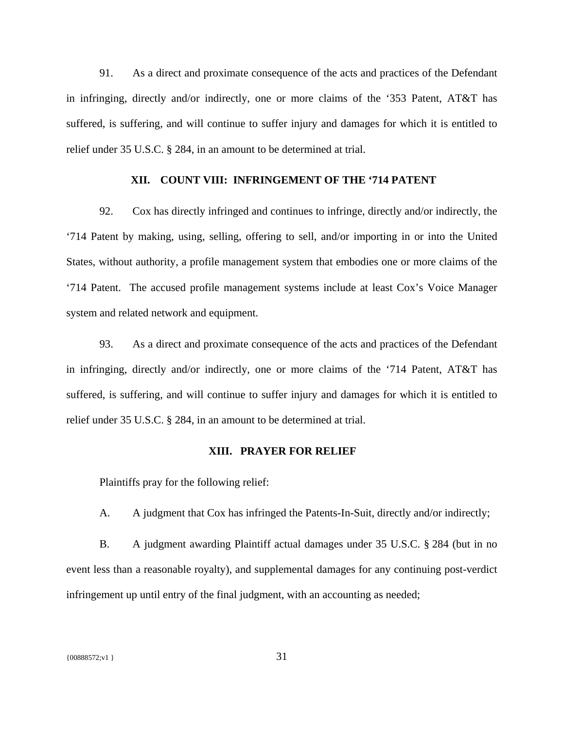91. As a direct and proximate consequence of the acts and practices of the Defendant in infringing, directly and/or indirectly, one or more claims of the '353 Patent, AT&T has suffered, is suffering, and will continue to suffer injury and damages for which it is entitled to relief under 35 U.S.C. § 284, in an amount to be determined at trial.

## XII. COUNT VIII: INFRINGEMENT OF THE '714 PATENT

92. Cox has directly infringed and continues to infringe, directly and/or indirectly, the '714 Patent by making, using, selling, offering to sell, and/or importing in or into the United States, without authority, a profile management system that embodies one or more claims of the '714 Patent. The accused profile management systems include at least Cox's Voice Manager system and related network and equipment.

93. As a direct and proximate consequence of the acts and practices of the Defendant in infringing, directly and/or indirectly, one or more claims of the '714 Patent, AT&T has suffered, is suffering, and will continue to suffer injury and damages for which it is entitled to relief under 35 U.S.C. § 284, in an amount to be determined at trial.

## XIII. PRAYER FOR RELIEF

Plaintiffs pray for the following relief:

A. A judgment that Cox has infringed the Patents-In-Suit, directly and/or indirectly;

B. A judgment awarding Plaintiff actual damages under 35 U.S.C. § 284 (but in no event less than a reasonable royalty), and supplemental damages for any continuing post-verdict infringement up until entry of the final judgment, with an accounting as needed;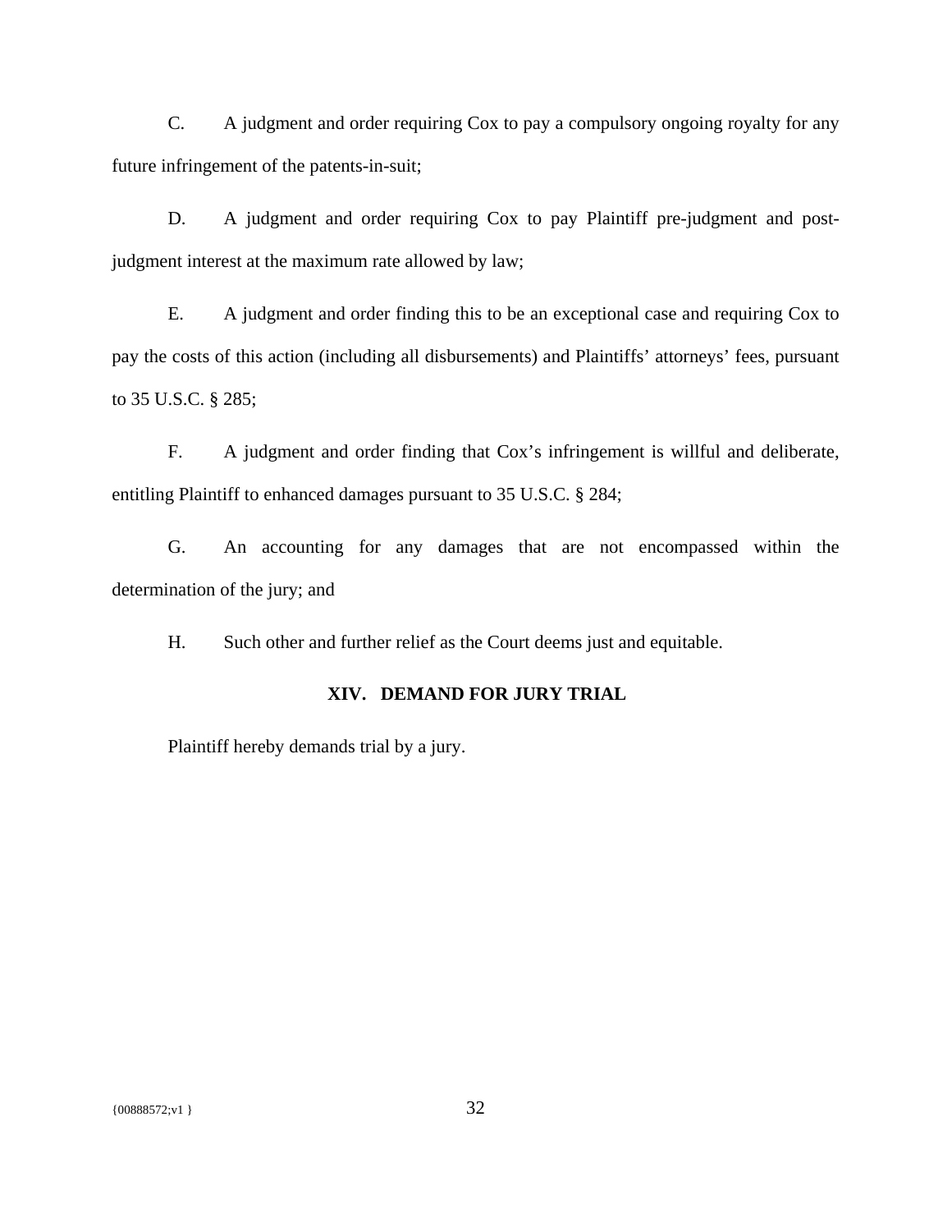C. A judgment and order requiring Cox to pay a compulsory ongoing royalty for any future infringement of the patents-in-suit;

D. A judgment and order requiring Cox to pay Plaintiff pre-judgment and post-judgment interest at the maximum rate allowed by law;

E. A judgment and order finding this to be an exceptional case and requiring Cox to pay the costs of this action (including all disbursements) and Plaintiffs' attorneys' fees, pursuant to 35 U.S.C. § 285;

F. A judgment and order finding that Cox's infringement is willful and deliberate, entitling Plaintiff to enhanced damages pursuant to 35 U.S.C. § 284;

G. An accounting for any damages that are not encompassed within the determination of the jury; and

H. Such other and further relief as the Court deems just and equitable.

## XIV. DEMAND FOR JURY TRIAL

Plaintiff hereby demands trial by a jury.

{00888572;v1 }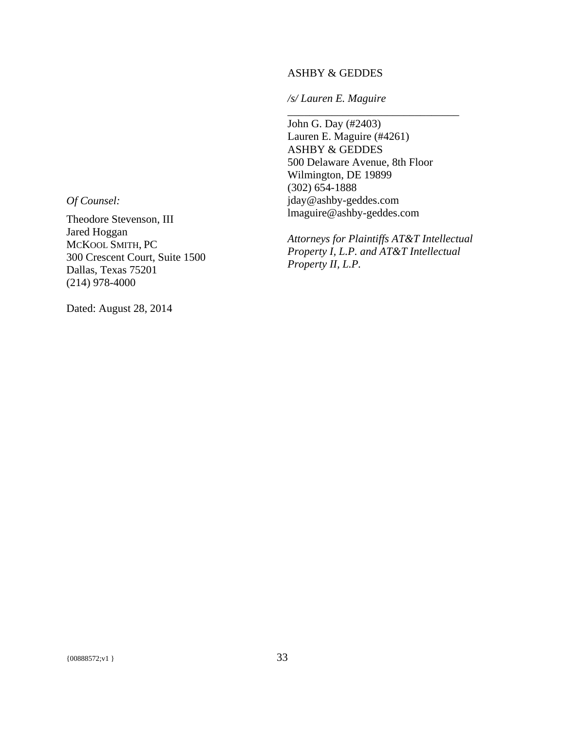ASHBY & GEDDES

*/s/ Lauren E. Maguire*

John G. Day (#2403)
Lauren E. Maguire (#4261)
ASHBY & GEDDES
500 Delaware Avenue, 8th Floor
Wilmington, DE 19899
(302) 654-1888
jday@ashby-geddes.com
lmaguire@ashby-geddes.com

*Attorneys for Plaintiffs AT&T Intellectual Property I, L.P. and AT&T Intellectual Property II, L.P.*

*Of Counsel:*

Theodore Stevenson, III
Jared Hoggan
MCKOOL SMITH, PC
300 Crescent Court, Suite 1500
Dallas, Texas 75201
(214) 978-4000

Dated: August 28, 2014

{00888572;v1 }